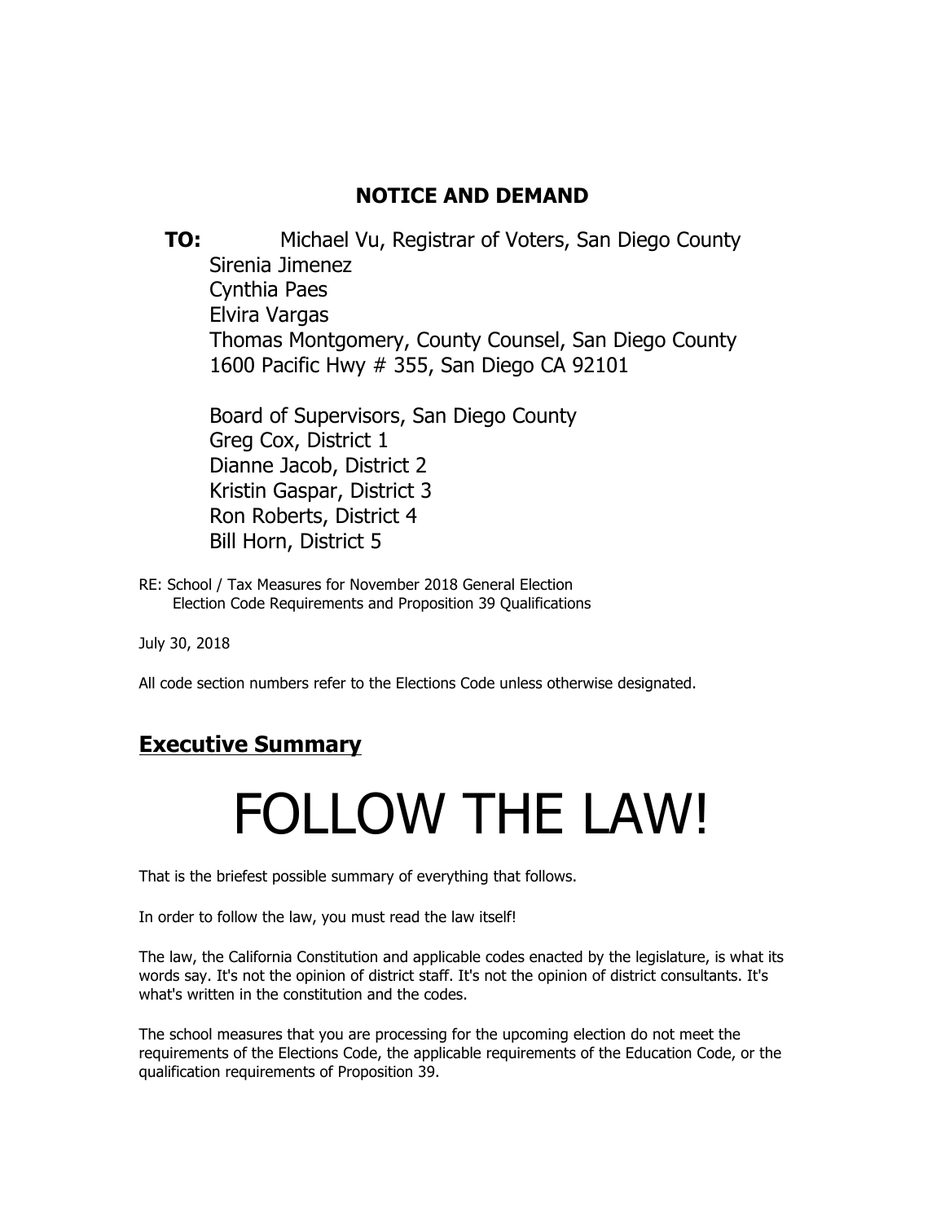# NOTICE AND DEMAND

**TO:** Michael Vu, Registrar of Voters, San Diego County
Sirenia Jimenez
Cynthia Paes
Elvira Vargas
Thomas Montgomery, County Counsel, San Diego County
1600 Pacific Hwy # 355, San Diego CA 92101

Board of Supervisors, San Diego County
Greg Cox, District 1
Dianne Jacob, District 2
Kristin Gaspar, District 3
Ron Roberts, District 4
Bill Horn, District 5

RE: School / Tax Measures for November 2018 General Election
Election Code Requirements and Proposition 39 Qualifications

July 30, 2018

All code section numbers refer to the Elections Code unless otherwise designated.

## **Executive Summary**

# FOLLOW THE LAW!

That is the briefest possible summary of everything that follows.

In order to follow the law, you must read the law itself!

The law, the California Constitution and applicable codes enacted by the legislature, is what its words say. It's not the opinion of district staff. It's not the opinion of district consultants. It's what's written in the constitution and the codes.

The school measures that you are processing for the upcoming election do not meet the requirements of the Elections Code, the applicable requirements of the Education Code, or the qualification requirements of Proposition 39.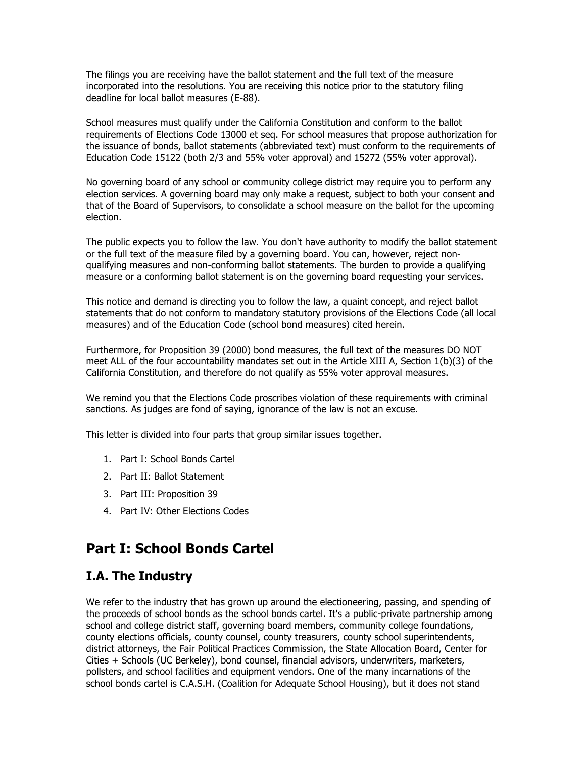The filings you are receiving have the ballot statement and the full text of the measure incorporated into the resolutions. You are receiving this notice prior to the statutory filing deadline for local ballot measures (E-88).

School measures must qualify under the California Constitution and conform to the ballot requirements of Elections Code 13000 et seq. For school measures that propose authorization for the issuance of bonds, ballot statements (abbreviated text) must conform to the requirements of Education Code 15122 (both 2/3 and 55% voter approval) and 15272 (55% voter approval).

No governing board of any school or community college district may require you to perform any election services. A governing board may only make a request, subject to both your consent and that of the Board of Supervisors, to consolidate a school measure on the ballot for the upcoming election.

The public expects you to follow the law. You don't have authority to modify the ballot statement or the full text of the measure filed by a governing board. You can, however, reject non-qualifying measures and non-conforming ballot statements. The burden to provide a qualifying measure or a conforming ballot statement is on the governing board requesting your services.

This notice and demand is directing you to follow the law, a quaint concept, and reject ballot statements that do not conform to mandatory statutory provisions of the Elections Code (all local measures) and of the Education Code (school bond measures) cited herein.

Furthermore, for Proposition 39 (2000) bond measures, the full text of the measures DO NOT meet ALL of the four accountability mandates set out in the Article XIII A, Section 1(b)(3) of the California Constitution, and therefore do not qualify as 55% voter approval measures.

We remind you that the Elections Code proscribes violation of these requirements with criminal sanctions. As judges are fond of saying, ignorance of the law is not an excuse.

This letter is divided into four parts that group similar issues together.

1. Part I: School Bonds Cartel
2. Part II: Ballot Statement
3. Part III: Proposition 39
4. Part IV: Other Elections Codes

## Part I: School Bonds Cartel

### I.A. The Industry

We refer to the industry that has grown up around the electioneering, passing, and spending of the proceeds of school bonds as the school bonds cartel. It's a public-private partnership among school and college district staff, governing board members, community college foundations, county elections officials, county counsel, county treasurers, county school superintendents, district attorneys, the Fair Political Practices Commission, the State Allocation Board, Center for Cities + Schools (UC Berkeley), bond counsel, financial advisors, underwriters, marketers, pollsters, and school facilities and equipment vendors. One of the many incarnations of the school bonds cartel is C.A.S.H. (Coalition for Adequate School Housing), but it does not stand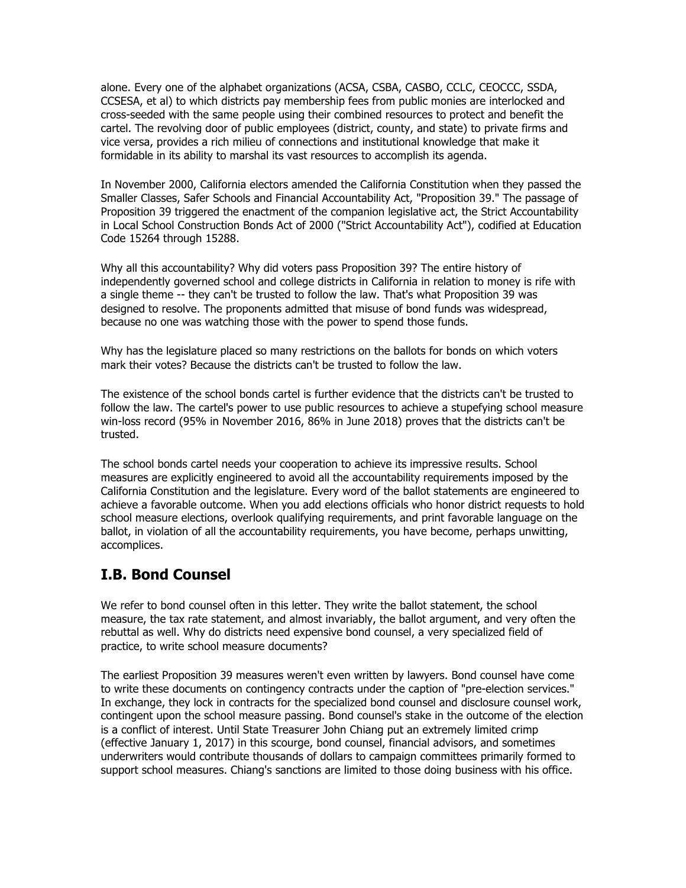alone. Every one of the alphabet organizations (ACSA, CSBA, CASBO, CCLC, CEOCCC, SSDA, CCSESA, et al) to which districts pay membership fees from public monies are interlocked and cross-seeded with the same people using their combined resources to protect and benefit the cartel. The revolving door of public employees (district, county, and state) to private firms and vice versa, provides a rich milieu of connections and institutional knowledge that make it formidable in its ability to marshal its vast resources to accomplish its agenda.

In November 2000, California electors amended the California Constitution when they passed the Smaller Classes, Safer Schools and Financial Accountability Act, "Proposition 39." The passage of Proposition 39 triggered the enactment of the companion legislative act, the Strict Accountability in Local School Construction Bonds Act of 2000 ("Strict Accountability Act"), codified at Education Code 15264 through 15288.

Why all this accountability? Why did voters pass Proposition 39? The entire history of independently governed school and college districts in California in relation to money is rife with a single theme -- they can't be trusted to follow the law. That's what Proposition 39 was designed to resolve. The proponents admitted that misuse of bond funds was widespread, because no one was watching those with the power to spend those funds.

Why has the legislature placed so many restrictions on the ballots for bonds on which voters mark their votes? Because the districts can't be trusted to follow the law.

The existence of the school bonds cartel is further evidence that the districts can't be trusted to follow the law. The cartel's power to use public resources to achieve a stupefying school measure win-loss record (95% in November 2016, 86% in June 2018) proves that the districts can't be trusted.

The school bonds cartel needs your cooperation to achieve its impressive results. School measures are explicitly engineered to avoid all the accountability requirements imposed by the California Constitution and the legislature. Every word of the ballot statements are engineered to achieve a favorable outcome. When you add elections officials who honor district requests to hold school measure elections, overlook qualifying requirements, and print favorable language on the ballot, in violation of all the accountability requirements, you have become, perhaps unwitting, accomplices.

## I.B. Bond Counsel

We refer to bond counsel often in this letter. They write the ballot statement, the school measure, the tax rate statement, and almost invariably, the ballot argument, and very often the rebuttal as well. Why do districts need expensive bond counsel, a very specialized field of practice, to write school measure documents?

The earliest Proposition 39 measures weren't even written by lawyers. Bond counsel have come to write these documents on contingency contracts under the caption of "pre-election services." In exchange, they lock in contracts for the specialized bond counsel and disclosure counsel work, contingent upon the school measure passing. Bond counsel's stake in the outcome of the election is a conflict of interest. Until State Treasurer John Chiang put an extremely limited crimp (effective January 1, 2017) in this scourge, bond counsel, financial advisors, and sometimes underwriters would contribute thousands of dollars to campaign committees primarily formed to support school measures. Chiang's sanctions are limited to those doing business with his office.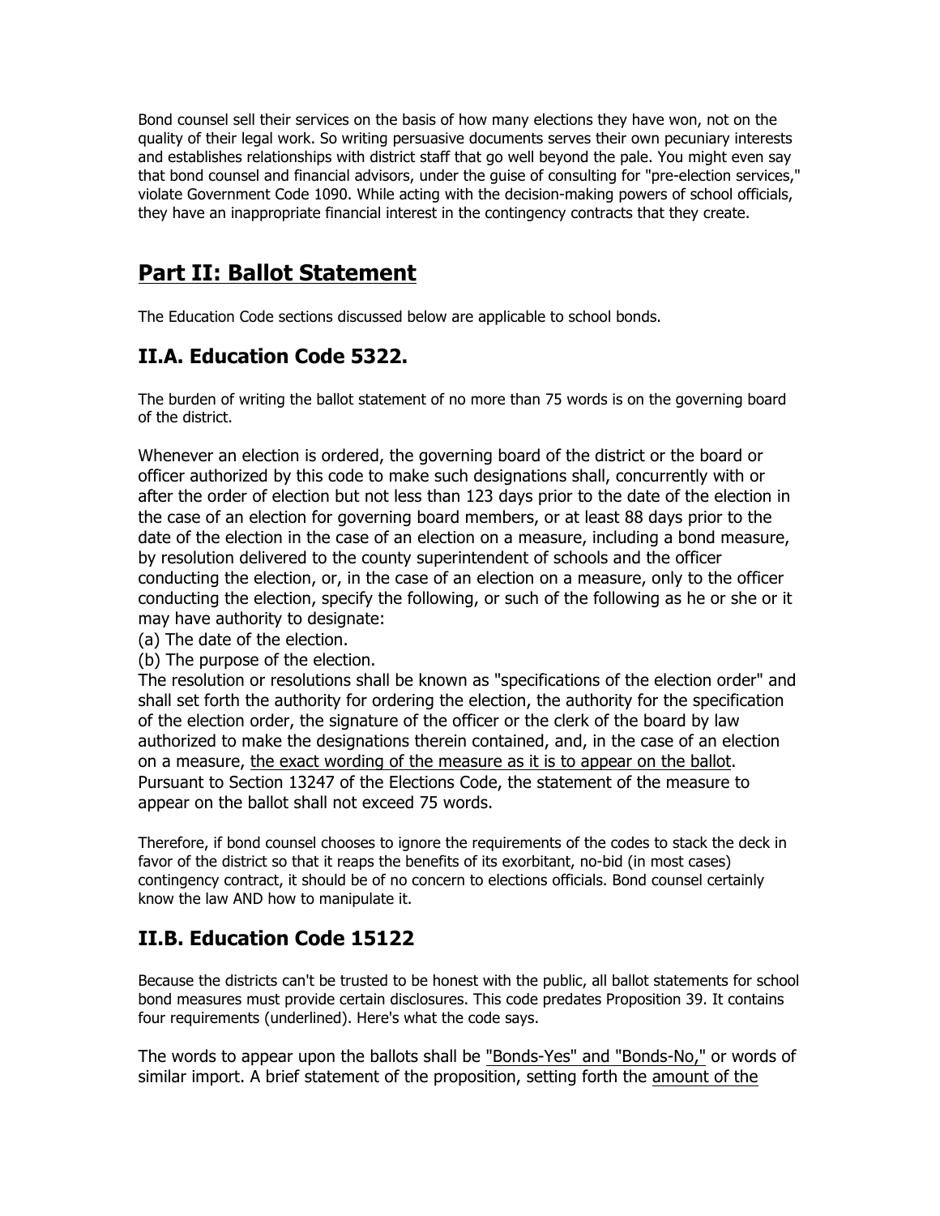Bond counsel sell their services on the basis of how many elections they have won, not on the quality of their legal work. So writing persuasive documents serves their own pecuniary interests and establishes relationships with district staff that go well beyond the pale. You might even say that bond counsel and financial advisors, under the guise of consulting for "pre-election services," violate Government Code 1090. While acting with the decision-making powers of school officials, they have an inappropriate financial interest in the contingency contracts that they create.

## Part II: Ballot Statement

The Education Code sections discussed below are applicable to school bonds.

### II.A. Education Code 5322.

The burden of writing the ballot statement of no more than 75 words is on the governing board of the district.

Whenever an election is ordered, the governing board of the district or the board or officer authorized by this code to make such designations shall, concurrently with or after the order of election but not less than 123 days prior to the date of the election in the case of an election for governing board members, or at least 88 days prior to the date of the election in the case of an election on a measure, including a bond measure, by resolution delivered to the county superintendent of schools and the officer conducting the election, or, in the case of an election on a measure, only to the officer conducting the election, specify the following, or such of the following as he or she or it may have authority to designate:
(a) The date of the election.
(b) The purpose of the election.
The resolution or resolutions shall be known as "specifications of the election order" and shall set forth the authority for ordering the election, the authority for the specification of the election order, the signature of the officer or the clerk of the board by law authorized to make the designations therein contained, and, in the case of an election on a measure, the exact wording of the measure as it is to appear on the ballot. Pursuant to Section 13247 of the Elections Code, the statement of the measure to appear on the ballot shall not exceed 75 words.

Therefore, if bond counsel chooses to ignore the requirements of the codes to stack the deck in favor of the district so that it reaps the benefits of its exorbitant, no-bid (in most cases) contingency contract, it should be of no concern to elections officials. Bond counsel certainly know the law AND how to manipulate it.

### II.B. Education Code 15122

Because the districts can't be trusted to be honest with the public, all ballot statements for school bond measures must provide certain disclosures. This code predates Proposition 39. It contains four requirements (underlined). Here's what the code says.

The words to appear upon the ballots shall be "Bonds-Yes" and "Bonds-No," or words of similar import. A brief statement of the proposition, setting forth the amount of the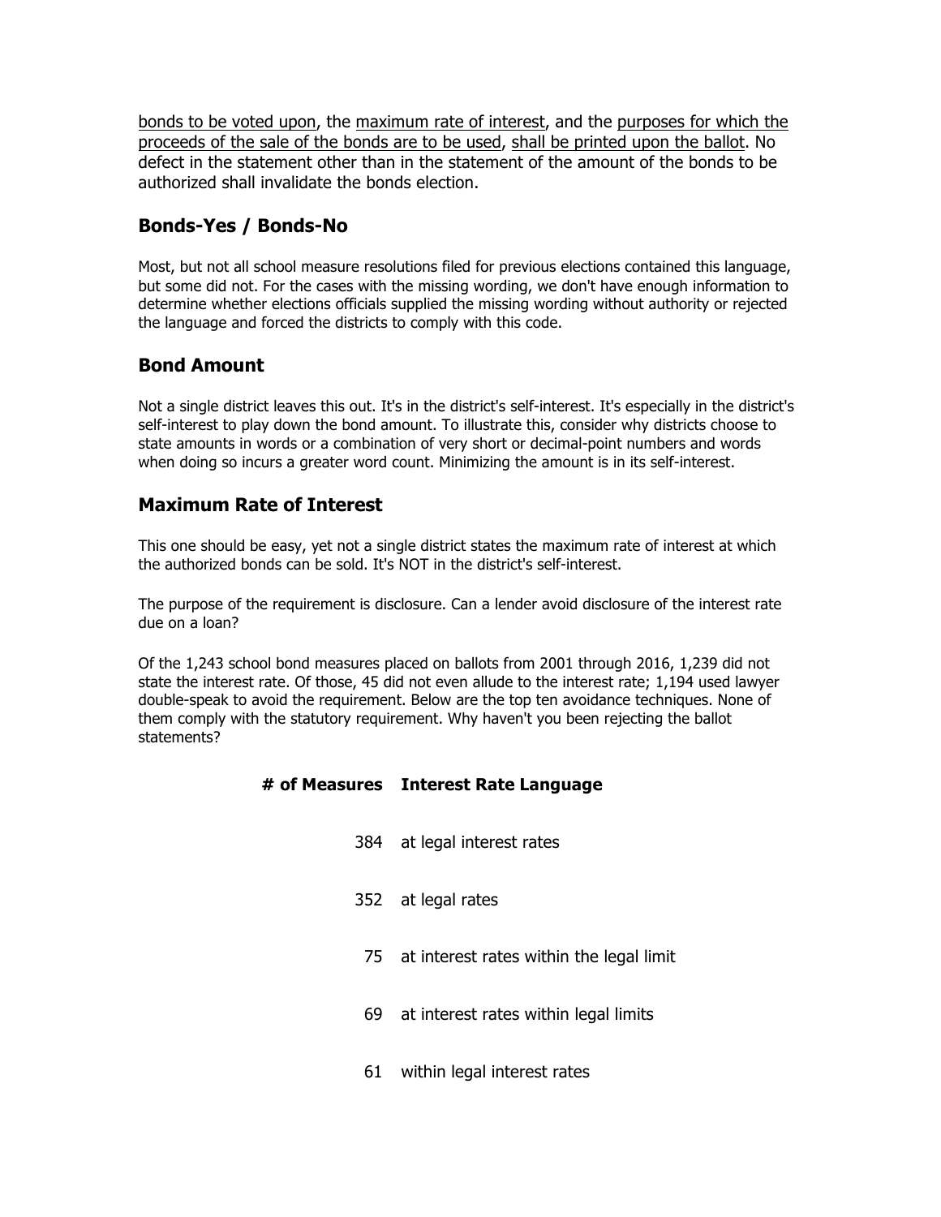<u>bonds to be voted upon</u>, the <u>maximum rate of interest</u>, and the <u>purposes for which the proceeds of the sale of the bonds are to be used</u>, <u>shall be printed upon the ballot</u>. No defect in the statement other than in the statement of the amount of the bonds to be authorized shall invalidate the bonds election.

## Bonds-Yes / Bonds-No

Most, but not all school measure resolutions filed for previous elections contained this language, but some did not. For the cases with the missing wording, we don't have enough information to determine whether elections officials supplied the missing wording without authority or rejected the language and forced the districts to comply with this code.

## Bond Amount

Not a single district leaves this out. It's in the district's self-interest. It's especially in the district's self-interest to play down the bond amount. To illustrate this, consider why districts choose to state amounts in words or a combination of very short or decimal-point numbers and words when doing so incurs a greater word count. Minimizing the amount is in its self-interest.

## Maximum Rate of Interest

This one should be easy, yet not a single district states the maximum rate of interest at which the authorized bonds can be sold. It's NOT in the district's self-interest.

The purpose of the requirement is disclosure. Can a lender avoid disclosure of the interest rate due on a loan?

Of the 1,243 school bond measures placed on ballots from 2001 through 2016, 1,239 did not state the interest rate. Of those, 45 did not even allude to the interest rate; 1,194 used lawyer double-speak to avoid the requirement. Below are the top ten avoidance techniques. None of them comply with the statutory requirement. Why haven't you been rejecting the ballot statements?

| # of Measures | Interest Rate Language |
|---|---|
| 384 | at legal interest rates |
| 352 | at legal rates |
| 75 | at interest rates within the legal limit |
| 69 | at interest rates within legal limits |
| 61 | within legal interest rates |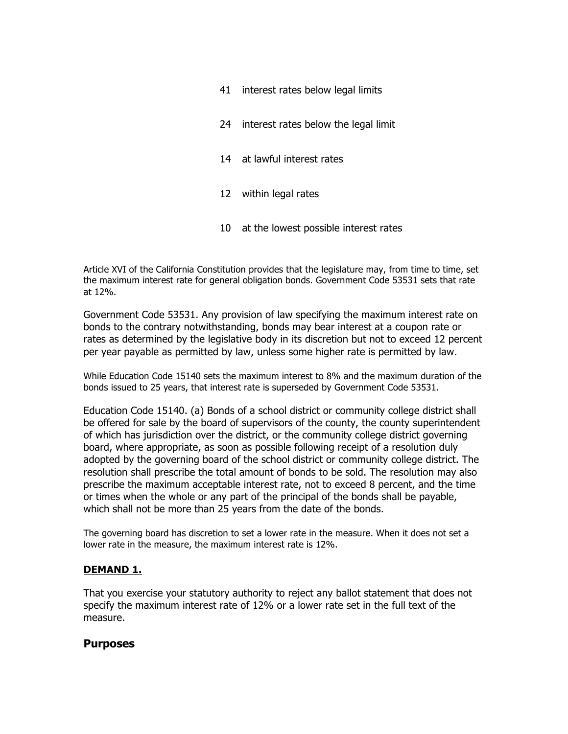| | |
|---|---|
| 41 | interest rates below legal limits |
| 24 | interest rates below the legal limit |
| 14 | at lawful interest rates |
| 12 | within legal rates |
| 10 | at the lowest possible interest rates |

Article XVI of the California Constitution provides that the legislature may, from time to time, set the maximum interest rate for general obligation bonds. Government Code 53531 sets that rate at 12%.

Government Code 53531. Any provision of law specifying the maximum interest rate on bonds to the contrary notwithstanding, bonds may bear interest at a coupon rate or rates as determined by the legislative body in its discretion but not to exceed 12 percent per year payable as permitted by law, unless some higher rate is permitted by law.

While Education Code 15140 sets the maximum interest to 8% and the maximum duration of the bonds issued to 25 years, that interest rate is superseded by Government Code 53531.

Education Code 15140. (a) Bonds of a school district or community college district shall be offered for sale by the board of supervisors of the county, the county superintendent of which has jurisdiction over the district, or the community college district governing board, where appropriate, as soon as possible following receipt of a resolution duly adopted by the governing board of the school district or community college district. The resolution shall prescribe the total amount of bonds to be sold. The resolution may also prescribe the maximum acceptable interest rate, not to exceed 8 percent, and the time or times when the whole or any part of the principal of the bonds shall be payable, which shall not be more than 25 years from the date of the bonds.

The governing board has discretion to set a lower rate in the measure. When it does not set a lower rate in the measure, the maximum interest rate is 12%.

**DEMAND 1.**

That you exercise your statutory authority to reject any ballot statement that does not specify the maximum interest rate of 12% or a lower rate set in the full text of the measure.

## Purposes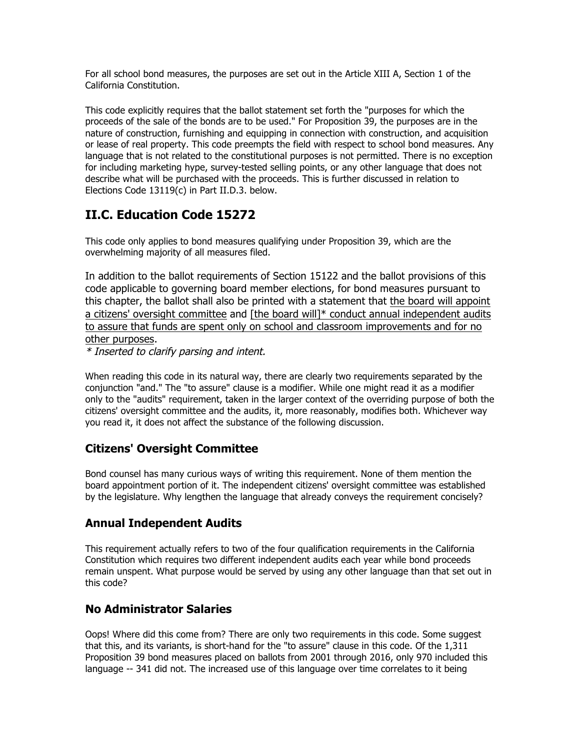For all school bond measures, the purposes are set out in the Article XIII A, Section 1 of the California Constitution.

This code explicitly requires that the ballot statement set forth the "purposes for which the proceeds of the sale of the bonds are to be used." For Proposition 39, the purposes are in the nature of construction, furnishing and equipping in connection with construction, and acquisition or lease of real property. This code preempts the field with respect to school bond measures. Any language that is not related to the constitutional purposes is not permitted. There is no exception for including marketing hype, survey-tested selling points, or any other language that does not describe what will be purchased with the proceeds. This is further discussed in relation to Elections Code 13119(c) in Part II.D.3. below.

## II.C. Education Code 15272

This code only applies to bond measures qualifying under Proposition 39, which are the overwhelming majority of all measures filed.

> In addition to the ballot requirements of Section 15122 and the ballot provisions of this code applicable to governing board member elections, for bond measures pursuant to this chapter, the ballot shall also be printed with a statement that <u>the board will appoint a citizens' oversight committee</u> and <u>[the board will]* conduct annual independent audits to assure that funds are spent only on school and classroom improvements and for no other purposes</u>.
> *\* Inserted to clarify parsing and intent.*

When reading this code in its natural way, there are clearly two requirements separated by the conjunction "and." The "to assure" clause is a modifier. While one might read it as a modifier only to the "audits" requirement, taken in the larger context of the overriding purpose of both the citizens' oversight committee and the audits, it, more reasonably, modifies both. Whichever way you read it, it does not affect the substance of the following discussion.

### Citizens' Oversight Committee

Bond counsel has many curious ways of writing this requirement. None of them mention the board appointment portion of it. The independent citizens' oversight committee was established by the legislature. Why lengthen the language that already conveys the requirement concisely?

### Annual Independent Audits

This requirement actually refers to two of the four qualification requirements in the California Constitution which requires two different independent audits each year while bond proceeds remain unspent. What purpose would be served by using any other language than that set out in this code?

### No Administrator Salaries

Oops! Where did this come from? There are only two requirements in this code. Some suggest that this, and its variants, is short-hand for the "to assure" clause in this code. Of the 1,311 Proposition 39 bond measures placed on ballots from 2001 through 2016, only 970 included this language -- 341 did not. The increased use of this language over time correlates to it being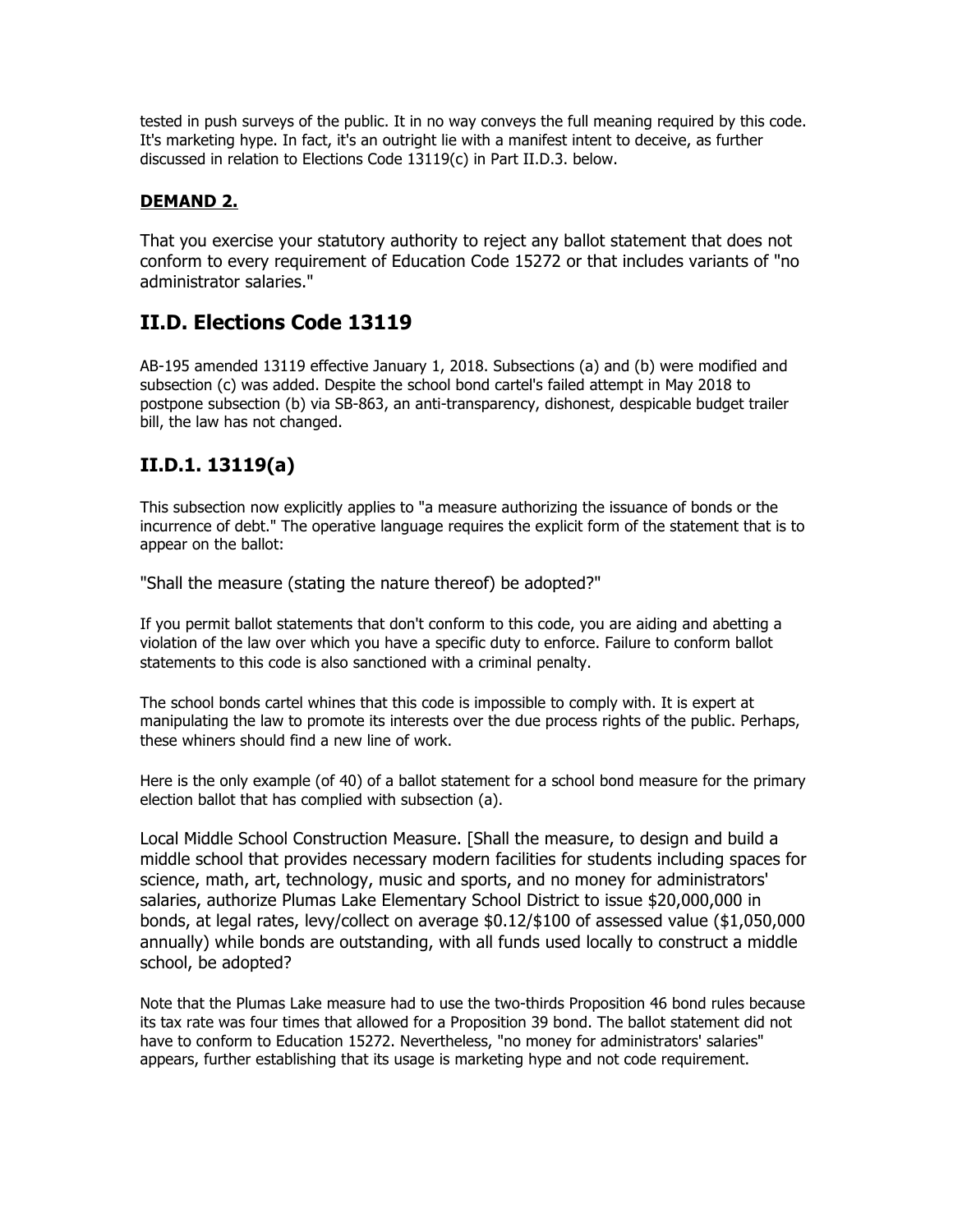tested in push surveys of the public. It in no way conveys the full meaning required by this code. It's marketing hype. In fact, it's an outright lie with a manifest intent to deceive, as further discussed in relation to Elections Code 13119(c) in Part II.D.3. below.

**DEMAND 2.**

That you exercise your statutory authority to reject any ballot statement that does not conform to every requirement of Education Code 15272 or that includes variants of "no administrator salaries."

## II.D. Elections Code 13119

AB-195 amended 13119 effective January 1, 2018. Subsections (a) and (b) were modified and subsection (c) was added. Despite the school bond cartel's failed attempt in May 2018 to postpone subsection (b) via SB-863, an anti-transparency, dishonest, despicable budget trailer bill, the law has not changed.

## II.D.1. 13119(a)

This subsection now explicitly applies to "a measure authorizing the issuance of bonds or the incurrence of debt." The operative language requires the explicit form of the statement that is to appear on the ballot:

"Shall the measure (stating the nature thereof) be adopted?"

If you permit ballot statements that don't conform to this code, you are aiding and abetting a violation of the law over which you have a specific duty to enforce. Failure to conform ballot statements to this code is also sanctioned with a criminal penalty.

The school bonds cartel whines that this code is impossible to comply with. It is expert at manipulating the law to promote its interests over the due process rights of the public. Perhaps, these whiners should find a new line of work.

Here is the only example (of 40) of a ballot statement for a school bond measure for the primary election ballot that has complied with subsection (a).

Local Middle School Construction Measure. [Shall the measure, to design and build a middle school that provides necessary modern facilities for students including spaces for science, math, art, technology, music and sports, and no money for administrators' salaries, authorize Plumas Lake Elementary School District to issue $20,000,000 in bonds, at legal rates, levy/collect on average $0.12/$100 of assessed value ($1,050,000 annually) while bonds are outstanding, with all funds used locally to construct a middle school, be adopted?

Note that the Plumas Lake measure had to use the two-thirds Proposition 46 bond rules because its tax rate was four times that allowed for a Proposition 39 bond. The ballot statement did not have to conform to Education 15272. Nevertheless, "no money for administrators' salaries" appears, further establishing that its usage is marketing hype and not code requirement.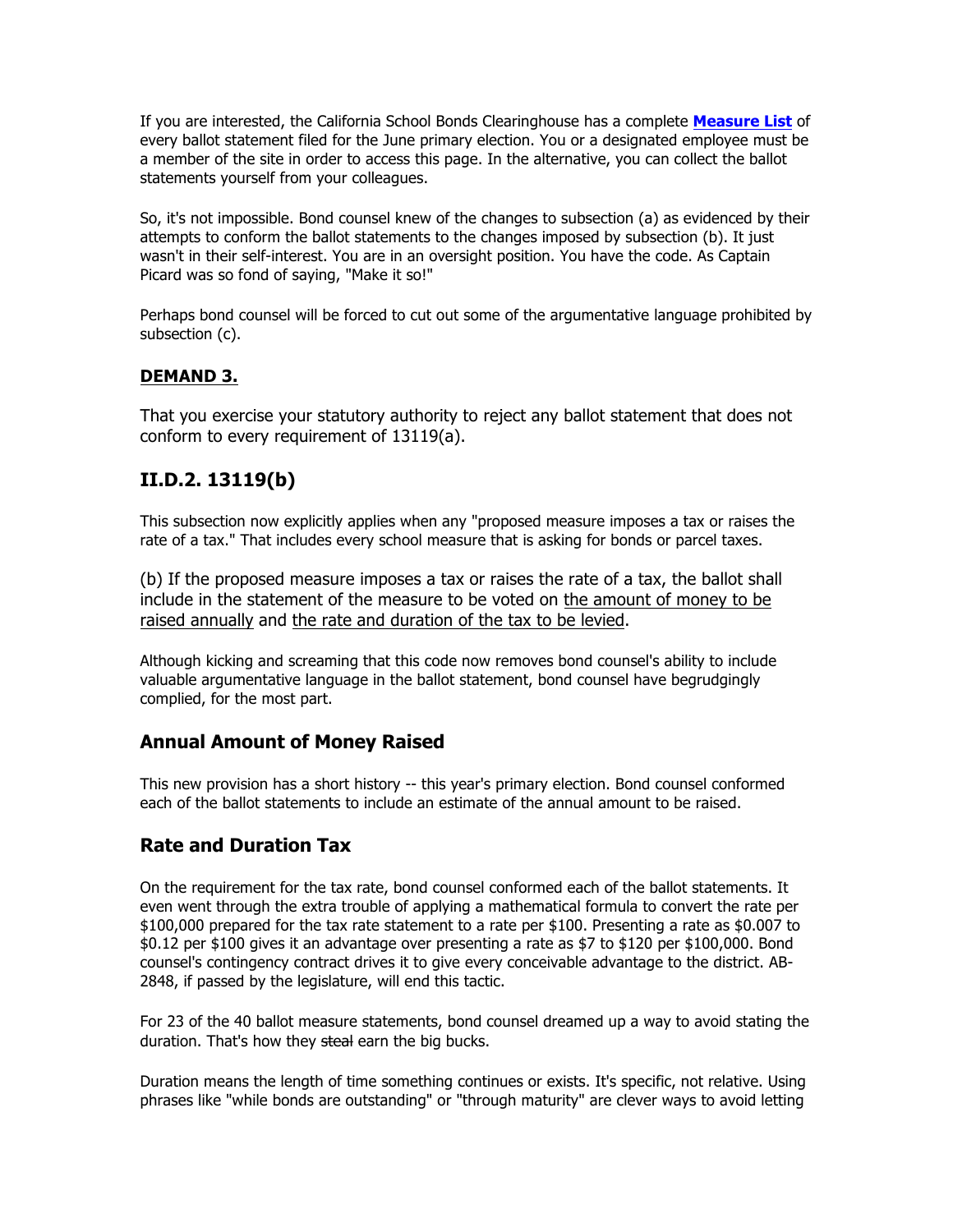If you are interested, the California School Bonds Clearinghouse has a complete **Measure List** of every ballot statement filed for the June primary election. You or a designated employee must be a member of the site in order to access this page. In the alternative, you can collect the ballot statements yourself from your colleagues.

So, it's not impossible. Bond counsel knew of the changes to subsection (a) as evidenced by their attempts to conform the ballot statements to the changes imposed by subsection (b). It just wasn't in their self-interest. You are in an oversight position. You have the code. As Captain Picard was so fond of saying, "Make it so!"

Perhaps bond counsel will be forced to cut out some of the argumentative language prohibited by subsection (c).

### DEMAND 3.

That you exercise your statutory authority to reject any ballot statement that does not conform to every requirement of 13119(a).

## II.D.2. 13119(b)

This subsection now explicitly applies when any "proposed measure imposes a tax or raises the rate of a tax." That includes every school measure that is asking for bonds or parcel taxes.

(b) If the proposed measure imposes a tax or raises the rate of a tax, the ballot shall include in the statement of the measure to be voted on the amount of money to be raised annually and the rate and duration of the tax to be levied.

Although kicking and screaming that this code now removes bond counsel's ability to include valuable argumentative language in the ballot statement, bond counsel have begrudgingly complied, for the most part.

### Annual Amount of Money Raised

This new provision has a short history -- this year's primary election. Bond counsel conformed each of the ballot statements to include an estimate of the annual amount to be raised.

### Rate and Duration Tax

On the requirement for the tax rate, bond counsel conformed each of the ballot statements. It even went through the extra trouble of applying a mathematical formula to convert the rate per $100,000 prepared for the tax rate statement to a rate per $100. Presenting a rate as $0.007 to $0.12 per $100 gives it an advantage over presenting a rate as $7 to $120 per $100,000. Bond counsel's contingency contract drives it to give every conceivable advantage to the district. AB-2848, if passed by the legislature, will end this tactic.

For 23 of the 40 ballot measure statements, bond counsel dreamed up a way to avoid stating the duration. That's how they ~~steal~~ earn the big bucks.

Duration means the length of time something continues or exists. It's specific, not relative. Using phrases like "while bonds are outstanding" or "through maturity" are clever ways to avoid letting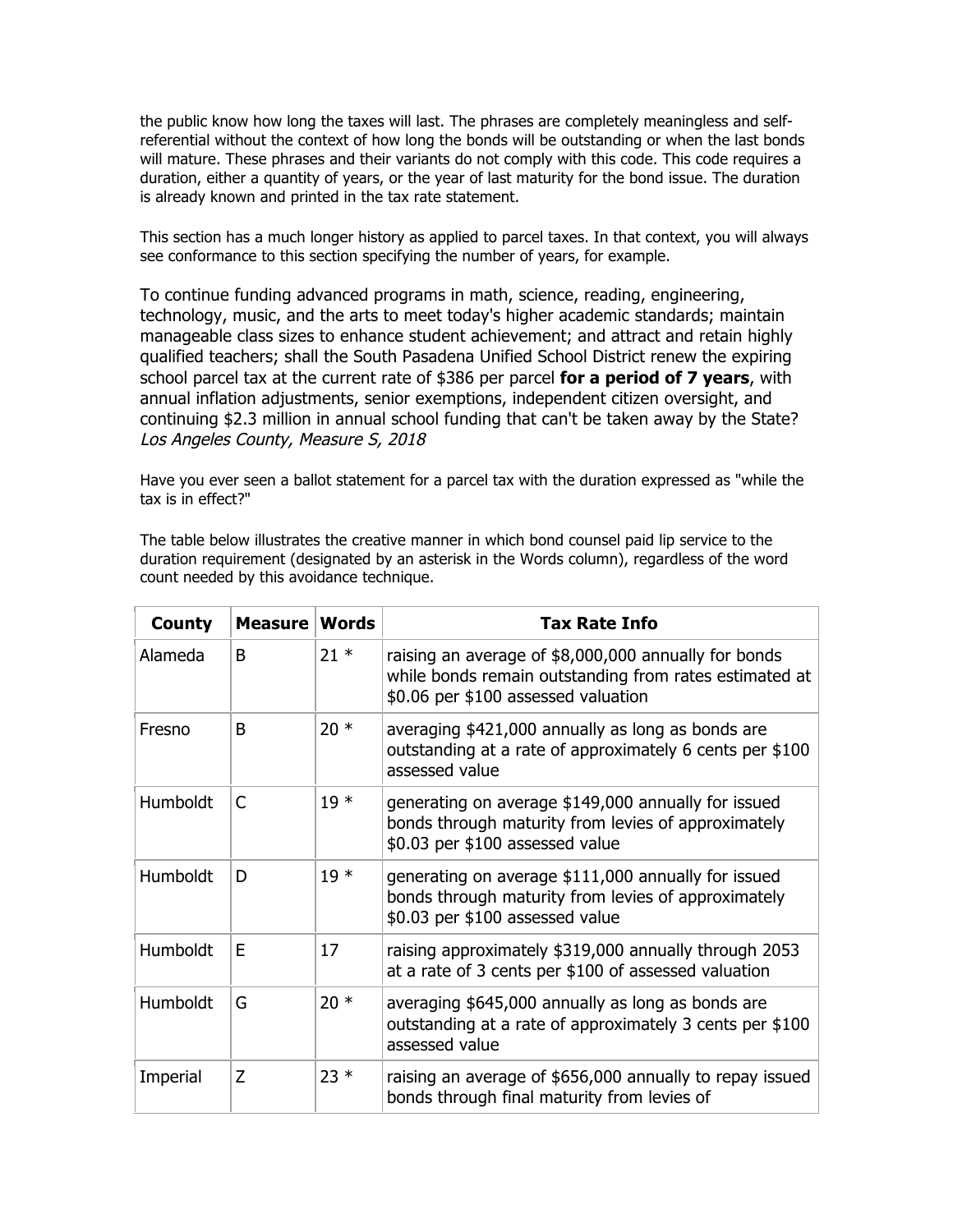the public know how long the taxes will last. The phrases are completely meaningless and self-referential without the context of how long the bonds will be outstanding or when the last bonds will mature. These phrases and their variants do not comply with this code. This code requires a duration, either a quantity of years, or the year of last maturity for the bond issue. The duration is already known and printed in the tax rate statement.

This section has a much longer history as applied to parcel taxes. In that context, you will always see conformance to this section specifying the number of years, for example.

To continue funding advanced programs in math, science, reading, engineering, technology, music, and the arts to meet today's higher academic standards; maintain manageable class sizes to enhance student achievement; and attract and retain highly qualified teachers; shall the South Pasadena Unified School District renew the expiring school parcel tax at the current rate of $386 per parcel **for a period of 7 years**, with annual inflation adjustments, senior exemptions, independent citizen oversight, and continuing $2.3 million in annual school funding that can't be taken away by the State? *Los Angeles County, Measure S, 2018*

Have you ever seen a ballot statement for a parcel tax with the duration expressed as "while the tax is in effect?"

The table below illustrates the creative manner in which bond counsel paid lip service to the duration requirement (designated by an asterisk in the Words column), regardless of the word count needed by this avoidance technique.

| County | Measure | Words | Tax Rate Info |
|---|---|---|---|
| Alameda | B | 21 * | raising an average of $8,000,000 annually for bonds while bonds remain outstanding from rates estimated at $0.06 per $100 assessed valuation |
| Fresno | B | 20 * | averaging $421,000 annually as long as bonds are outstanding at a rate of approximately 6 cents per $100 assessed value |
| Humboldt | C | 19 * | generating on average $149,000 annually for issued bonds through maturity from levies of approximately $0.03 per $100 assessed value |
| Humboldt | D | 19 * | generating on average $111,000 annually for issued bonds through maturity from levies of approximately $0.03 per $100 assessed value |
| Humboldt | E | 17 | raising approximately $319,000 annually through 2053 at a rate of 3 cents per $100 of assessed valuation |
| Humboldt | G | 20 * | averaging $645,000 annually as long as bonds are outstanding at a rate of approximately 3 cents per $100 assessed value |
| Imperial | Z | 23 * | raising an average of $656,000 annually to repay issued bonds through final maturity from levies of |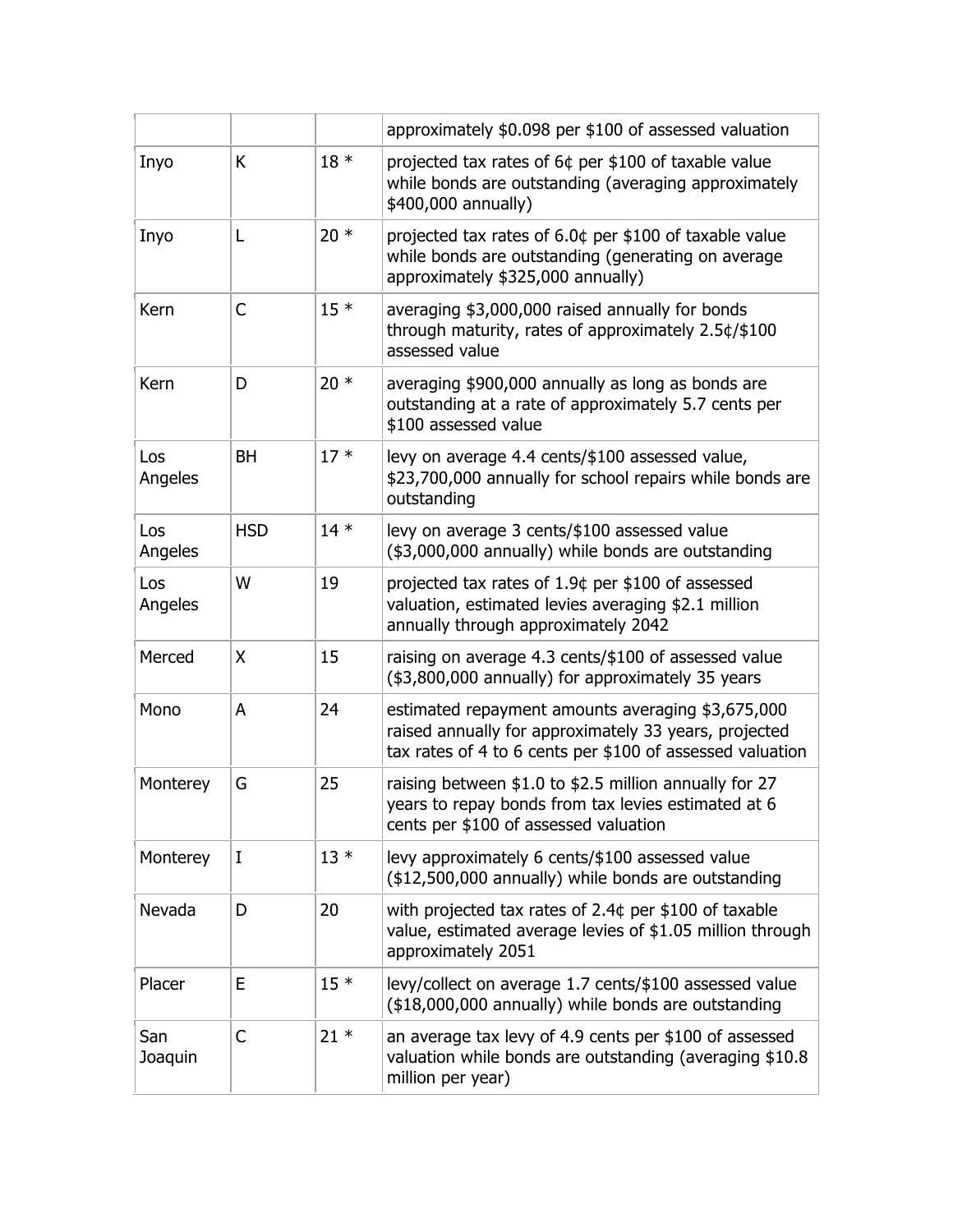| | | | approximately $0.098 per $100 of assessed valuation |
|---|---|---|---|
| Inyo | K | 18 * | projected tax rates of 6¢ per $100 of taxable value while bonds are outstanding (averaging approximately $400,000 annually) |
| Inyo | L | 20 * | projected tax rates of 6.0¢ per $100 of taxable value while bonds are outstanding (generating on average approximately $325,000 annually) |
| Kern | C | 15 * | averaging $3,000,000 raised annually for bonds through maturity, rates of approximately 2.5¢/$100 assessed value |
| Kern | D | 20 * | averaging $900,000 annually as long as bonds are outstanding at a rate of approximately 5.7 cents per $100 assessed value |
| Los Angeles | BH | 17 * | levy on average 4.4 cents/$100 assessed value, $23,700,000 annually for school repairs while bonds are outstanding |
| Los Angeles | HSD | 14 * | levy on average 3 cents/$100 assessed value ($3,000,000 annually) while bonds are outstanding |
| Los Angeles | W | 19 | projected tax rates of 1.9¢ per $100 of assessed valuation, estimated levies averaging $2.1 million annually through approximately 2042 |
| Merced | X | 15 | raising on average 4.3 cents/$100 of assessed value ($3,800,000 annually) for approximately 35 years |
| Mono | A | 24 | estimated repayment amounts averaging $3,675,000 raised annually for approximately 33 years, projected tax rates of 4 to 6 cents per $100 of assessed valuation |
| Monterey | G | 25 | raising between $1.0 to $2.5 million annually for 27 years to repay bonds from tax levies estimated at 6 cents per $100 of assessed valuation |
| Monterey | I | 13 * | levy approximately 6 cents/$100 assessed value ($12,500,000 annually) while bonds are outstanding |
| Nevada | D | 20 | with projected tax rates of 2.4¢ per $100 of taxable value, estimated average levies of $1.05 million through approximately 2051 |
| Placer | E | 15 * | levy/collect on average 1.7 cents/$100 assessed value ($18,000,000 annually) while bonds are outstanding |
| San Joaquin | C | 21 * | an average tax levy of 4.9 cents per $100 of assessed valuation while bonds are outstanding (averaging $10.8 million per year) |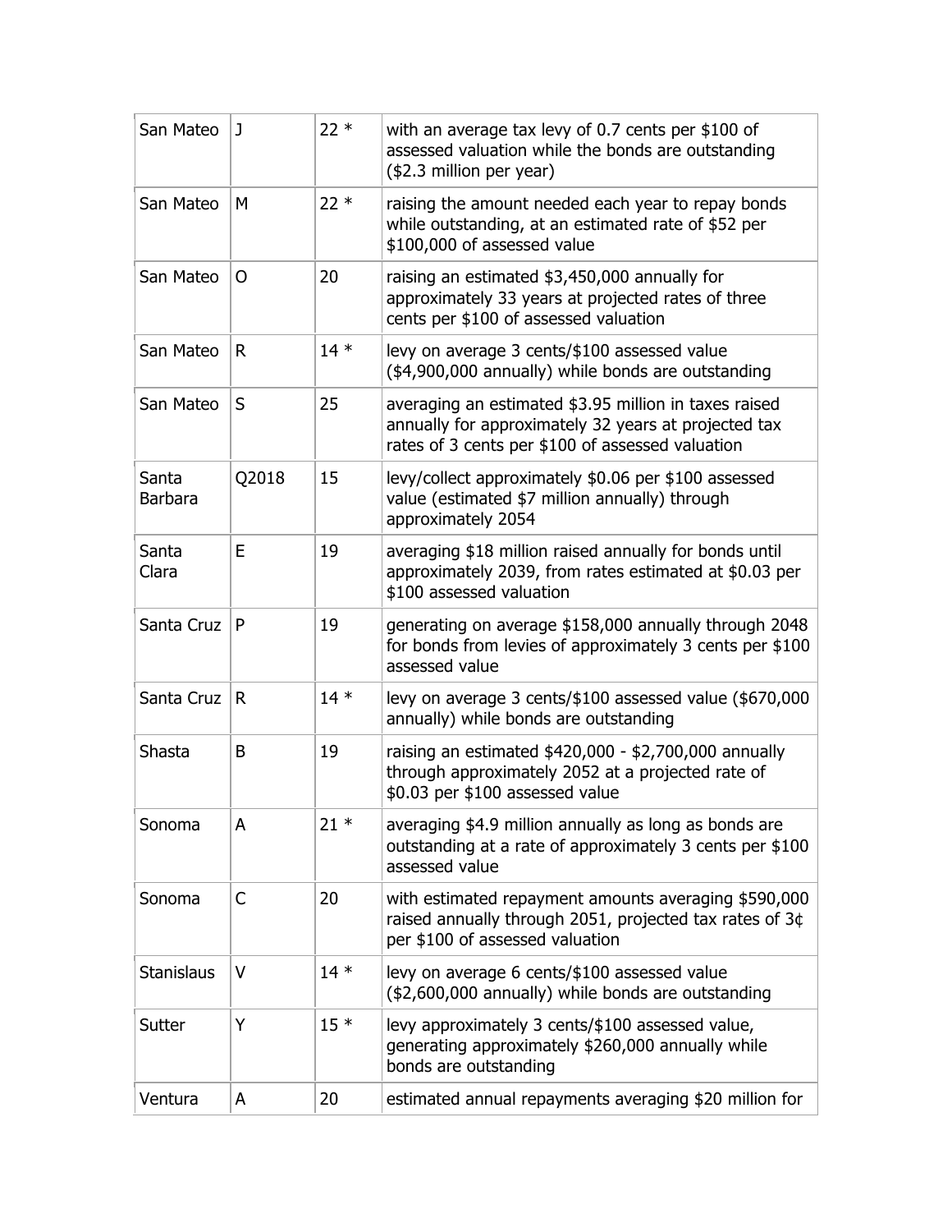| | | | |
|---|---|---|---|
| San Mateo | J | 22 * | with an average tax levy of 0.7 cents per $100 of assessed valuation while the bonds are outstanding ($2.3 million per year) |
| San Mateo | M | 22 * | raising the amount needed each year to repay bonds while outstanding, at an estimated rate of $52 per $100,000 of assessed value |
| San Mateo | O | 20 | raising an estimated $3,450,000 annually for approximately 33 years at projected rates of three cents per $100 of assessed valuation |
| San Mateo | R | 14 * | levy on average 3 cents/$100 assessed value ($4,900,000 annually) while bonds are outstanding |
| San Mateo | S | 25 | averaging an estimated $3.95 million in taxes raised annually for approximately 32 years at projected tax rates of 3 cents per $100 of assessed valuation |
| Santa Barbara | Q2018 | 15 | levy/collect approximately $0.06 per $100 assessed value (estimated $7 million annually) through approximately 2054 |
| Santa Clara | E | 19 | averaging $18 million raised annually for bonds until approximately 2039, from rates estimated at $0.03 per $100 assessed valuation |
| Santa Cruz | P | 19 | generating on average $158,000 annually through 2048 for bonds from levies of approximately 3 cents per $100 assessed value |
| Santa Cruz | R | 14 * | levy on average 3 cents/$100 assessed value ($670,000 annually) while bonds are outstanding |
| Shasta | B | 19 | raising an estimated $420,000 - $2,700,000 annually through approximately 2052 at a projected rate of $0.03 per $100 assessed value |
| Sonoma | A | 21 * | averaging $4.9 million annually as long as bonds are outstanding at a rate of approximately 3 cents per $100 assessed value |
| Sonoma | C | 20 | with estimated repayment amounts averaging $590,000 raised annually through 2051, projected tax rates of 3¢ per $100 of assessed valuation |
| Stanislaus | V | 14 * | levy on average 6 cents/$100 assessed value ($2,600,000 annually) while bonds are outstanding |
| Sutter | Y | 15 * | levy approximately 3 cents/$100 assessed value, generating approximately $260,000 annually while bonds are outstanding |
| Ventura | A | 20 | estimated annual repayments averaging $20 million for |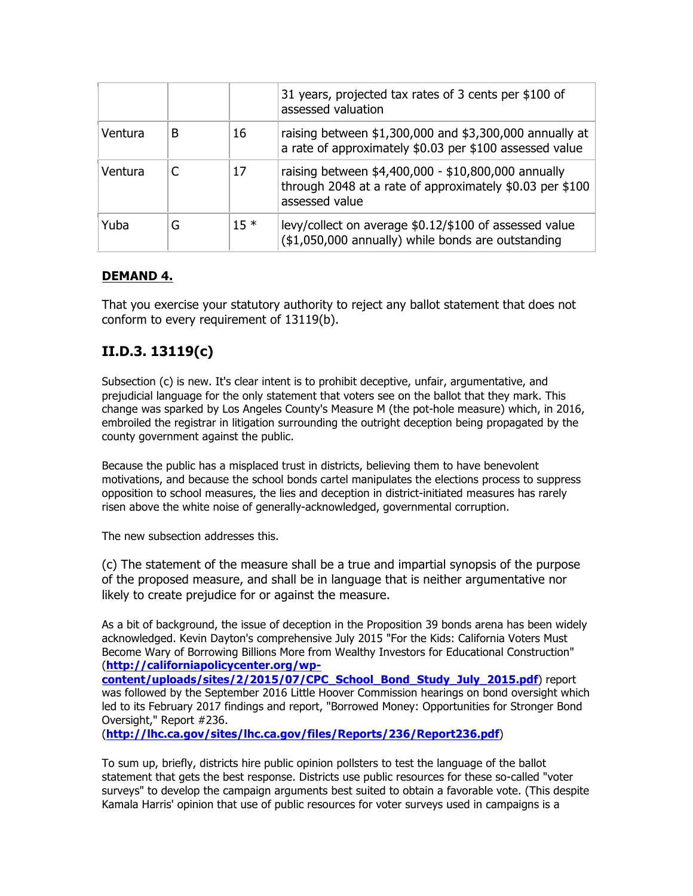|  |  |  | 31 years, projected tax rates of 3 cents per $100 of assessed valuation |
|---|---|---|---|
| Ventura | B | 16 | raising between $1,300,000 and $3,300,000 annually at a rate of approximately $0.03 per $100 assessed value |
| Ventura | C | 17 | raising between $4,400,000 - $10,800,000 annually through 2048 at a rate of approximately $0.03 per $100 assessed value |
| Yuba | G | 15 * | levy/collect on average $0.12/$100 of assessed value ($1,050,000 annually) while bonds are outstanding |

**DEMAND 4.**

That you exercise your statutory authority to reject any ballot statement that does not conform to every requirement of 13119(b).

## II.D.3. 13119(c)

Subsection (c) is new. It's clear intent is to prohibit deceptive, unfair, argumentative, and prejudicial language for the only statement that voters see on the ballot that they mark. This change was sparked by Los Angeles County's Measure M (the pot-hole measure) which, in 2016, embroiled the registrar in litigation surrounding the outright deception being propagated by the county government against the public.

Because the public has a misplaced trust in districts, believing them to have benevolent motivations, and because the school bonds cartel manipulates the elections process to suppress opposition to school measures, the lies and deception in district-initiated measures has rarely risen above the white noise of generally-acknowledged, governmental corruption.

The new subsection addresses this.

(c) The statement of the measure shall be a true and impartial synopsis of the purpose of the proposed measure, and shall be in language that is neither argumentative nor likely to create prejudice for or against the measure.

As a bit of background, the issue of deception in the Proposition 39 bonds arena has been widely acknowledged. Kevin Dayton's comprehensive July 2015 "For the Kids: California Voters Must Become Wary of Borrowing Billions More from Wealthy Investors for Educational Construction" (**http://californiapolicycenter.org/wp-content/uploads/sites/2/2015/07/CPC_School_Bond_Study_July_2015.pdf**) report was followed by the September 2016 Little Hoover Commission hearings on bond oversight which led to its February 2017 findings and report, "Borrowed Money: Opportunities for Stronger Bond Oversight," Report #236. (**http://lhc.ca.gov/sites/lhc.ca.gov/files/Reports/236/Report236.pdf**)

To sum up, briefly, districts hire public opinion pollsters to test the language of the ballot statement that gets the best response. Districts use public resources for these so-called "voter surveys" to develop the campaign arguments best suited to obtain a favorable vote. (This despite Kamala Harris' opinion that use of public resources for voter surveys used in campaigns is a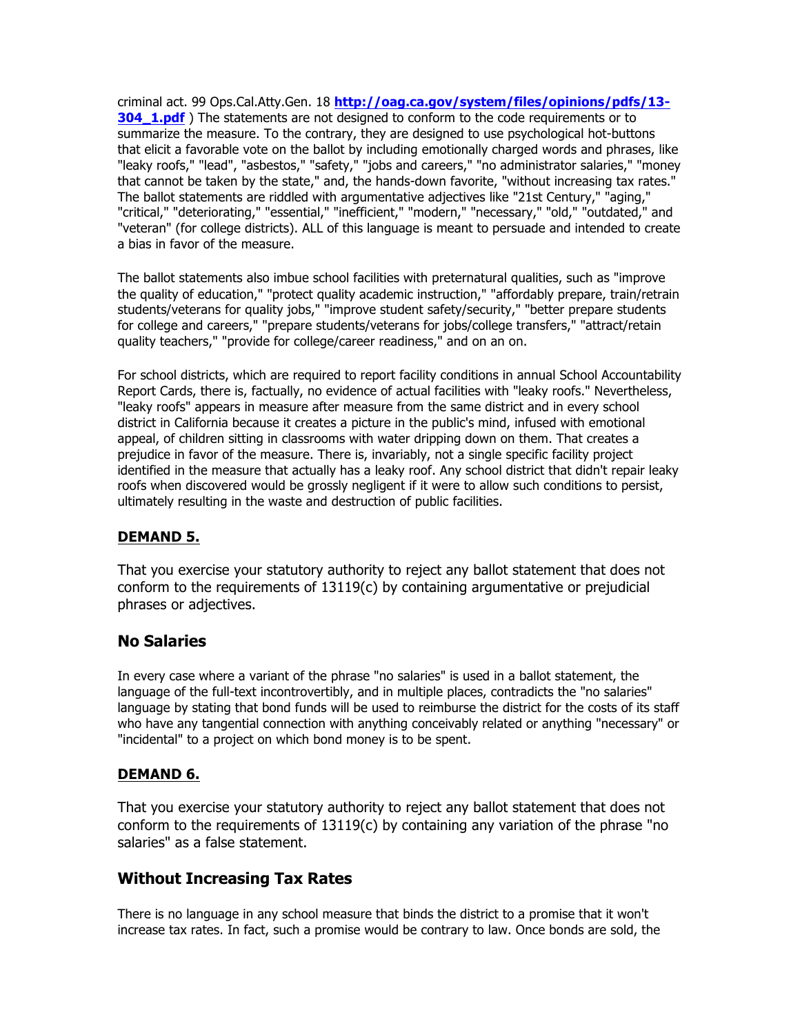criminal act. 99 Ops.Cal.Atty.Gen. 18 **http://oag.ca.gov/system/files/opinions/pdfs/13-304_1.pdf** ) The statements are not designed to conform to the code requirements or to summarize the measure. To the contrary, they are designed to use psychological hot-buttons that elicit a favorable vote on the ballot by including emotionally charged words and phrases, like "leaky roofs," "lead", "asbestos," "safety," "jobs and careers," "no administrator salaries," "money that cannot be taken by the state," and, the hands-down favorite, "without increasing tax rates." The ballot statements are riddled with argumentative adjectives like "21st Century," "aging," "critical," "deteriorating," "essential," "inefficient," "modern," "necessary," "old," "outdated," and "veteran" (for college districts). ALL of this language is meant to persuade and intended to create a bias in favor of the measure.

The ballot statements also imbue school facilities with preternatural qualities, such as "improve the quality of education," "protect quality academic instruction," "affordably prepare, train/retrain students/veterans for quality jobs," "improve student safety/security," "better prepare students for college and careers," "prepare students/veterans for jobs/college transfers," "attract/retain quality teachers," "provide for college/career readiness," and on an on.

For school districts, which are required to report facility conditions in annual School Accountability Report Cards, there is, factually, no evidence of actual facilities with "leaky roofs." Nevertheless, "leaky roofs" appears in measure after measure from the same district and in every school district in California because it creates a picture in the public's mind, infused with emotional appeal, of children sitting in classrooms with water dripping down on them. That creates a prejudice in favor of the measure. There is, invariably, not a single specific facility project identified in the measure that actually has a leaky roof. Any school district that didn't repair leaky roofs when discovered would be grossly negligent if it were to allow such conditions to persist, ultimately resulting in the waste and destruction of public facilities.

### DEMAND 5.

That you exercise your statutory authority to reject any ballot statement that does not conform to the requirements of 13119(c) by containing argumentative or prejudicial phrases or adjectives.

## No Salaries

In every case where a variant of the phrase "no salaries" is used in a ballot statement, the language of the full-text incontrovertibly, and in multiple places, contradicts the "no salaries" language by stating that bond funds will be used to reimburse the district for the costs of its staff who have any tangential connection with anything conceivably related or anything "necessary" or "incidental" to a project on which bond money is to be spent.

### DEMAND 6.

That you exercise your statutory authority to reject any ballot statement that does not conform to the requirements of 13119(c) by containing any variation of the phrase "no salaries" as a false statement.

## Without Increasing Tax Rates

There is no language in any school measure that binds the district to a promise that it won't increase tax rates. In fact, such a promise would be contrary to law. Once bonds are sold, the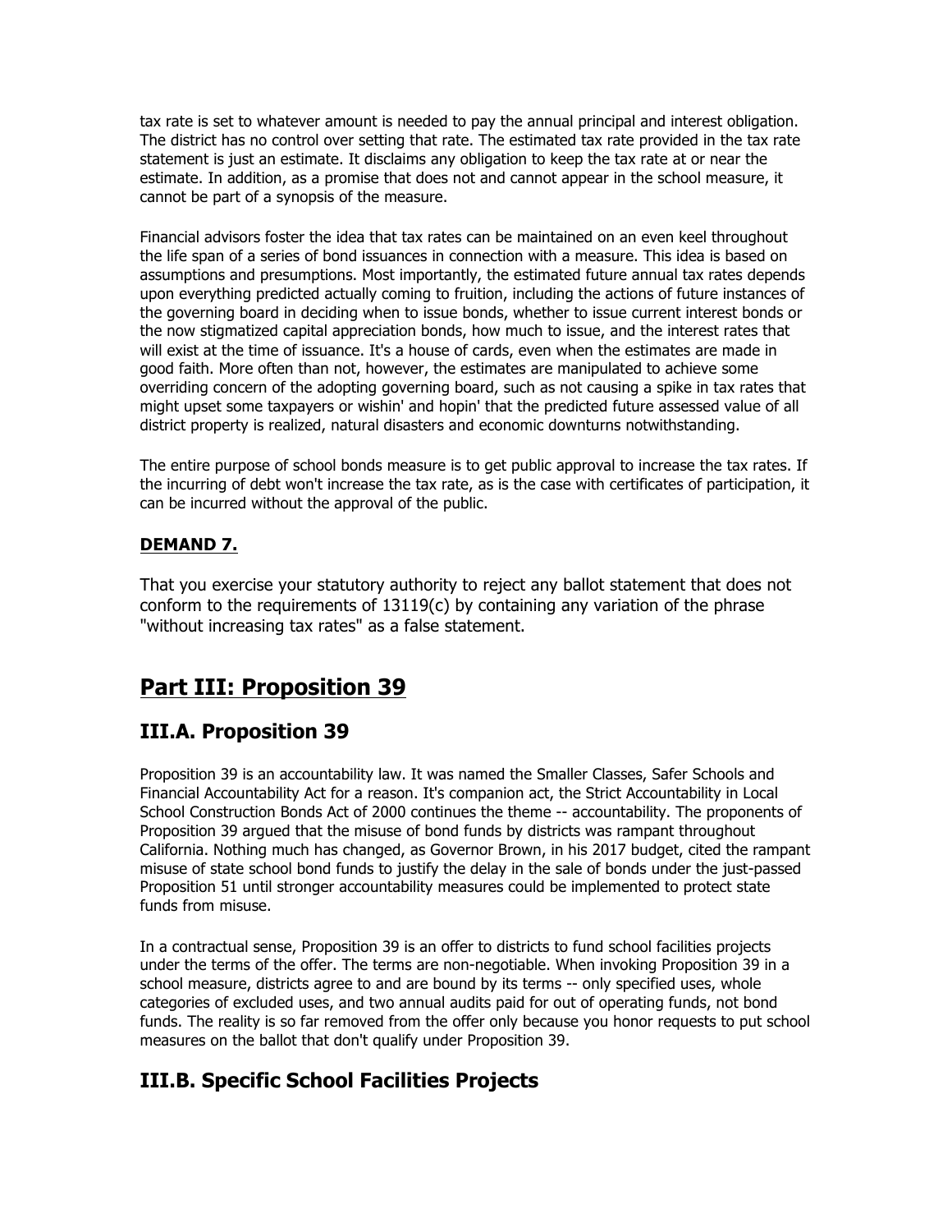tax rate is set to whatever amount is needed to pay the annual principal and interest obligation. The district has no control over setting that rate. The estimated tax rate provided in the tax rate statement is just an estimate. It disclaims any obligation to keep the tax rate at or near the estimate. In addition, as a promise that does not and cannot appear in the school measure, it cannot be part of a synopsis of the measure.

Financial advisors foster the idea that tax rates can be maintained on an even keel throughout the life span of a series of bond issuances in connection with a measure. This idea is based on assumptions and presumptions. Most importantly, the estimated future annual tax rates depends upon everything predicted actually coming to fruition, including the actions of future instances of the governing board in deciding when to issue bonds, whether to issue current interest bonds or the now stigmatized capital appreciation bonds, how much to issue, and the interest rates that will exist at the time of issuance. It's a house of cards, even when the estimates are made in good faith. More often than not, however, the estimates are manipulated to achieve some overriding concern of the adopting governing board, such as not causing a spike in tax rates that might upset some taxpayers or wishin' and hopin' that the predicted future assessed value of all district property is realized, natural disasters and economic downturns notwithstanding.

The entire purpose of school bonds measure is to get public approval to increase the tax rates. If the incurring of debt won't increase the tax rate, as is the case with certificates of participation, it can be incurred without the approval of the public.

**DEMAND 7.**

That you exercise your statutory authority to reject any ballot statement that does not conform to the requirements of 13119(c) by containing any variation of the phrase "without increasing tax rates" as a false statement.

## Part III: Proposition 39

### III.A. Proposition 39

Proposition 39 is an accountability law. It was named the Smaller Classes, Safer Schools and Financial Accountability Act for a reason. It's companion act, the Strict Accountability in Local School Construction Bonds Act of 2000 continues the theme -- accountability. The proponents of Proposition 39 argued that the misuse of bond funds by districts was rampant throughout California. Nothing much has changed, as Governor Brown, in his 2017 budget, cited the rampant misuse of state school bond funds to justify the delay in the sale of bonds under the just-passed Proposition 51 until stronger accountability measures could be implemented to protect state funds from misuse.

In a contractual sense, Proposition 39 is an offer to districts to fund school facilities projects under the terms of the offer. The terms are non-negotiable. When invoking Proposition 39 in a school measure, districts agree to and are bound by its terms -- only specified uses, whole categories of excluded uses, and two annual audits paid for out of operating funds, not bond funds. The reality is so far removed from the offer only because you honor requests to put school measures on the ballot that don't qualify under Proposition 39.

### III.B. Specific School Facilities Projects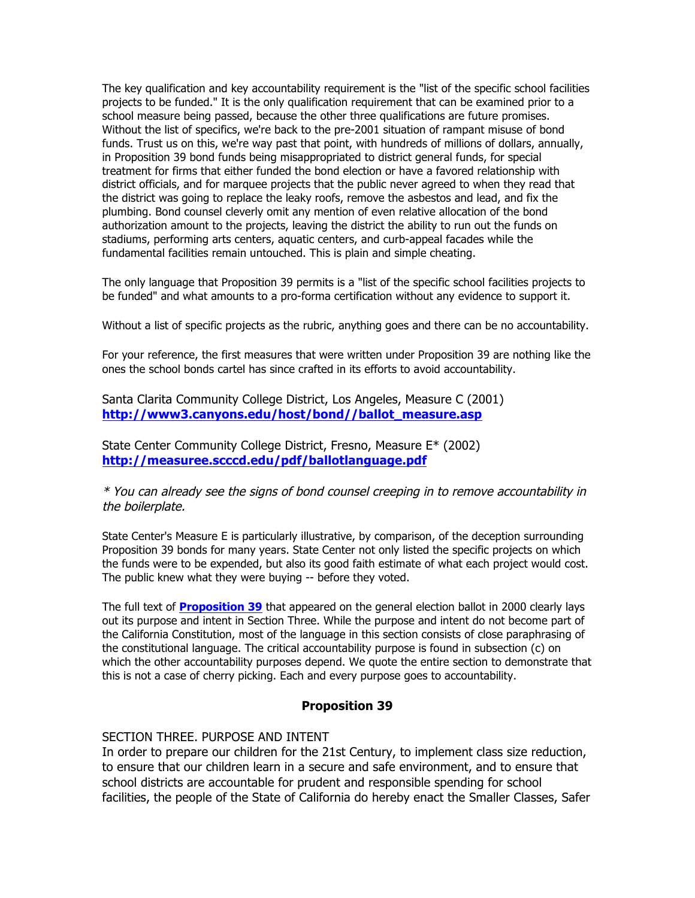The key qualification and key accountability requirement is the "list of the specific school facilities projects to be funded." It is the only qualification requirement that can be examined prior to a school measure being passed, because the other three qualifications are future promises. Without the list of specifics, we're back to the pre-2001 situation of rampant misuse of bond funds. Trust us on this, we're way past that point, with hundreds of millions of dollars, annually, in Proposition 39 bond funds being misappropriated to district general funds, for special treatment for firms that either funded the bond election or have a favored relationship with district officials, and for marquee projects that the public never agreed to when they read that the district was going to replace the leaky roofs, remove the asbestos and lead, and fix the plumbing. Bond counsel cleverly omit any mention of even relative allocation of the bond authorization amount to the projects, leaving the district the ability to run out the funds on stadiums, performing arts centers, aquatic centers, and curb-appeal facades while the fundamental facilities remain untouched. This is plain and simple cheating.

The only language that Proposition 39 permits is a "list of the specific school facilities projects to be funded" and what amounts to a pro-forma certification without any evidence to support it.

Without a list of specific projects as the rubric, anything goes and there can be no accountability.

For your reference, the first measures that were written under Proposition 39 are nothing like the ones the school bonds cartel has since crafted in its efforts to avoid accountability.

Santa Clarita Community College District, Los Angeles, Measure C (2001)
**http://www3.canyons.edu/host/bond//ballot_measure.asp**

State Center Community College District, Fresno, Measure E* (2002)
**http://measuree.scccd.edu/pdf/ballotlanguage.pdf**

*\* You can already see the signs of bond counsel creeping in to remove accountability in the boilerplate.*

State Center's Measure E is particularly illustrative, by comparison, of the deception surrounding Proposition 39 bonds for many years. State Center not only listed the specific projects on which the funds were to be expended, but also its good faith estimate of what each project would cost. The public knew what they were buying -- before they voted.

The full text of **Proposition 39** that appeared on the general election ballot in 2000 clearly lays out its purpose and intent in Section Three. While the purpose and intent do not become part of the California Constitution, most of the language in this section consists of close paraphrasing of the constitutional language. The critical accountability purpose is found in subsection (c) on which the other accountability purposes depend. We quote the entire section to demonstrate that this is not a case of cherry picking. Each and every purpose goes to accountability.

## Proposition 39

SECTION THREE. PURPOSE AND INTENT
In order to prepare our children for the 21st Century, to implement class size reduction, to ensure that our children learn in a secure and safe environment, and to ensure that school districts are accountable for prudent and responsible spending for school facilities, the people of the State of California do hereby enact the Smaller Classes, Safer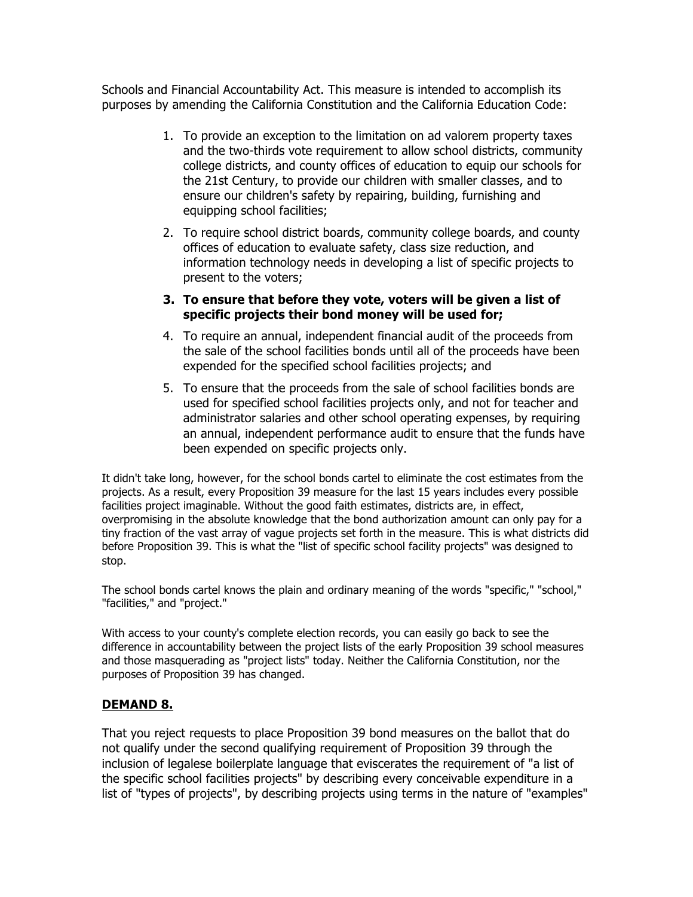Schools and Financial Accountability Act. This measure is intended to accomplish its purposes by amending the California Constitution and the California Education Code:

1. To provide an exception to the limitation on ad valorem property taxes and the two-thirds vote requirement to allow school districts, community college districts, and county offices of education to equip our schools for the 21st Century, to provide our children with smaller classes, and to ensure our children's safety by repairing, building, furnishing and equipping school facilities;
2. To require school district boards, community college boards, and county offices of education to evaluate safety, class size reduction, and information technology needs in developing a list of specific projects to present to the voters;
3. **To ensure that before they vote, voters will be given a list of specific projects their bond money will be used for;**
4. To require an annual, independent financial audit of the proceeds from the sale of the school facilities bonds until all of the proceeds have been expended for the specified school facilities projects; and
5. To ensure that the proceeds from the sale of school facilities bonds are used for specified school facilities projects only, and not for teacher and administrator salaries and other school operating expenses, by requiring an annual, independent performance audit to ensure that the funds have been expended on specific projects only.

It didn't take long, however, for the school bonds cartel to eliminate the cost estimates from the projects. As a result, every Proposition 39 measure for the last 15 years includes every possible facilities project imaginable. Without the good faith estimates, districts are, in effect, overpromising in the absolute knowledge that the bond authorization amount can only pay for a tiny fraction of the vast array of vague projects set forth in the measure. This is what districts did before Proposition 39. This is what the "list of specific school facility projects" was designed to stop.

The school bonds cartel knows the plain and ordinary meaning of the words "specific," "school," "facilities," and "project."

With access to your county's complete election records, you can easily go back to see the difference in accountability between the project lists of the early Proposition 39 school measures and those masquerading as "project lists" today. Neither the California Constitution, nor the purposes of Proposition 39 has changed.

## DEMAND 8.

That you reject requests to place Proposition 39 bond measures on the ballot that do not qualify under the second qualifying requirement of Proposition 39 through the inclusion of legalese boilerplate language that eviscerates the requirement of "a list of the specific school facilities projects" by describing every conceivable expenditure in a list of "types of projects", by describing projects using terms in the nature of "examples"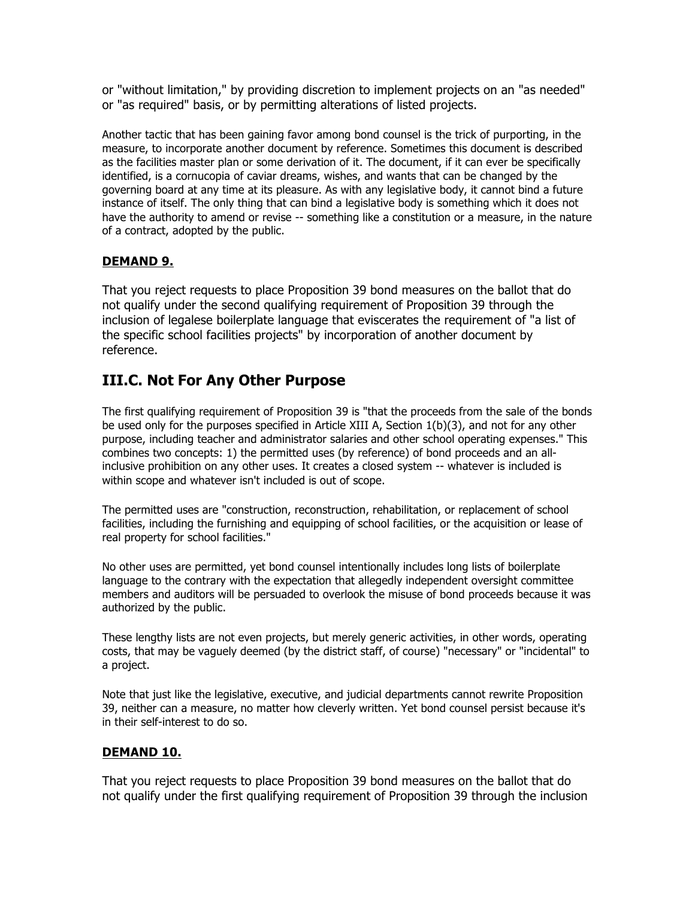or "without limitation," by providing discretion to implement projects on an "as needed" or "as required" basis, or by permitting alterations of listed projects.

Another tactic that has been gaining favor among bond counsel is the trick of purporting, in the measure, to incorporate another document by reference. Sometimes this document is described as the facilities master plan or some derivation of it. The document, if it can ever be specifically identified, is a cornucopia of caviar dreams, wishes, and wants that can be changed by the governing board at any time at its pleasure. As with any legislative body, it cannot bind a future instance of itself. The only thing that can bind a legislative body is something which it does not have the authority to amend or revise -- something like a constitution or a measure, in the nature of a contract, adopted by the public.

**DEMAND 9.**

That you reject requests to place Proposition 39 bond measures on the ballot that do not qualify under the second qualifying requirement of Proposition 39 through the inclusion of legalese boilerplate language that eviscerates the requirement of "a list of the specific school facilities projects" by incorporation of another document by reference.

## III.C. Not For Any Other Purpose

The first qualifying requirement of Proposition 39 is "that the proceeds from the sale of the bonds be used only for the purposes specified in Article XIII A, Section 1(b)(3), and not for any other purpose, including teacher and administrator salaries and other school operating expenses." This combines two concepts: 1) the permitted uses (by reference) of bond proceeds and an all-inclusive prohibition on any other uses. It creates a closed system -- whatever is included is within scope and whatever isn't included is out of scope.

The permitted uses are "construction, reconstruction, rehabilitation, or replacement of school facilities, including the furnishing and equipping of school facilities, or the acquisition or lease of real property for school facilities."

No other uses are permitted, yet bond counsel intentionally includes long lists of boilerplate language to the contrary with the expectation that allegedly independent oversight committee members and auditors will be persuaded to overlook the misuse of bond proceeds because it was authorized by the public.

These lengthy lists are not even projects, but merely generic activities, in other words, operating costs, that may be vaguely deemed (by the district staff, of course) "necessary" or "incidental" to a project.

Note that just like the legislative, executive, and judicial departments cannot rewrite Proposition 39, neither can a measure, no matter how cleverly written. Yet bond counsel persist because it's in their self-interest to do so.

**DEMAND 10.**

That you reject requests to place Proposition 39 bond measures on the ballot that do not qualify under the first qualifying requirement of Proposition 39 through the inclusion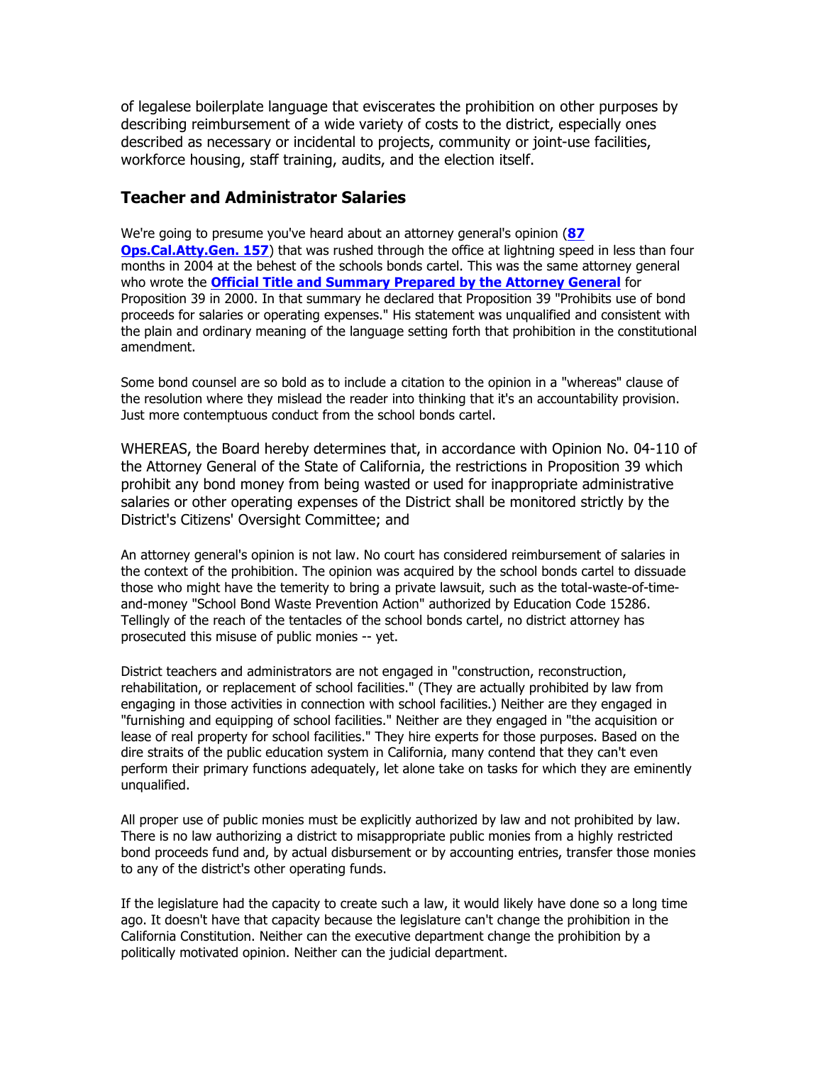of legalese boilerplate language that eviscerates the prohibition on other purposes by describing reimbursement of a wide variety of costs to the district, especially ones described as necessary or incidental to projects, community or joint-use facilities, workforce housing, staff training, audits, and the election itself.

## Teacher and Administrator Salaries

We're going to presume you've heard about an attorney general's opinion (**87 Ops.Cal.Atty.Gen. 157**) that was rushed through the office at lightning speed in less than four months in 2004 at the behest of the schools bonds cartel. This was the same attorney general who wrote the **Official Title and Summary Prepared by the Attorney General** for Proposition 39 in 2000. In that summary he declared that Proposition 39 "Prohibits use of bond proceeds for salaries or operating expenses." His statement was unqualified and consistent with the plain and ordinary meaning of the language setting forth that prohibition in the constitutional amendment.

Some bond counsel are so bold as to include a citation to the opinion in a "whereas" clause of the resolution where they mislead the reader into thinking that it's an accountability provision. Just more contemptuous conduct from the school bonds cartel.

WHEREAS, the Board hereby determines that, in accordance with Opinion No. 04-110 of the Attorney General of the State of California, the restrictions in Proposition 39 which prohibit any bond money from being wasted or used for inappropriate administrative salaries or other operating expenses of the District shall be monitored strictly by the District's Citizens' Oversight Committee; and

An attorney general's opinion is not law. No court has considered reimbursement of salaries in the context of the prohibition. The opinion was acquired by the school bonds cartel to dissuade those who might have the temerity to bring a private lawsuit, such as the total-waste-of-time-and-money "School Bond Waste Prevention Action" authorized by Education Code 15286. Tellingly of the reach of the tentacles of the school bonds cartel, no district attorney has prosecuted this misuse of public monies -- yet.

District teachers and administrators are not engaged in "construction, reconstruction, rehabilitation, or replacement of school facilities." (They are actually prohibited by law from engaging in those activities in connection with school facilities.) Neither are they engaged in "furnishing and equipping of school facilities." Neither are they engaged in "the acquisition or lease of real property for school facilities." They hire experts for those purposes. Based on the dire straits of the public education system in California, many contend that they can't even perform their primary functions adequately, let alone take on tasks for which they are eminently unqualified.

All proper use of public monies must be explicitly authorized by law and not prohibited by law. There is no law authorizing a district to misappropriate public monies from a highly restricted bond proceeds fund and, by actual disbursement or by accounting entries, transfer those monies to any of the district's other operating funds.

If the legislature had the capacity to create such a law, it would likely have done so a long time ago. It doesn't have that capacity because the legislature can't change the prohibition in the California Constitution. Neither can the executive department change the prohibition by a politically motivated opinion. Neither can the judicial department.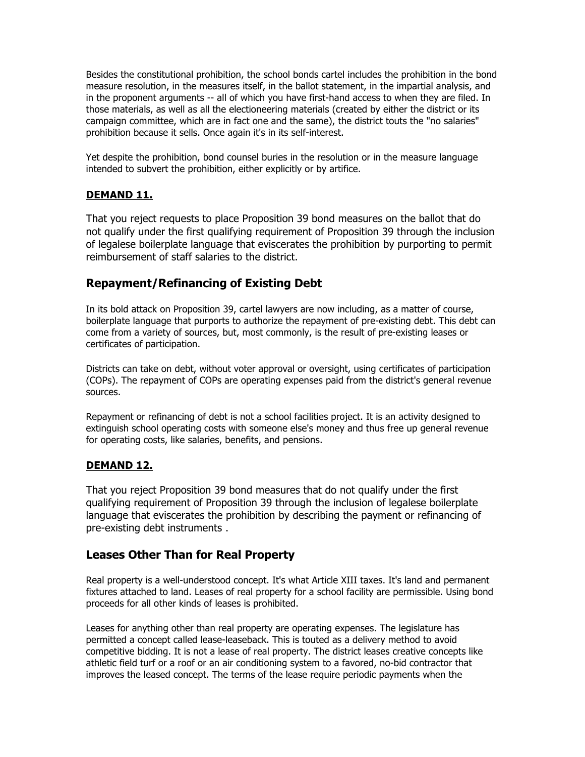Besides the constitutional prohibition, the school bonds cartel includes the prohibition in the bond measure resolution, in the measures itself, in the ballot statement, in the impartial analysis, and in the proponent arguments -- all of which you have first-hand access to when they are filed. In those materials, as well as all the electioneering materials (created by either the district or its campaign committee, which are in fact one and the same), the district touts the "no salaries" prohibition because it sells. Once again it's in its self-interest.

Yet despite the prohibition, bond counsel buries in the resolution or in the measure language intended to subvert the prohibition, either explicitly or by artifice.

#### DEMAND 11.

That you reject requests to place Proposition 39 bond measures on the ballot that do not qualify under the first qualifying requirement of Proposition 39 through the inclusion of legalese boilerplate language that eviscerates the prohibition by purporting to permit reimbursement of staff salaries to the district.

## Repayment/Refinancing of Existing Debt

In its bold attack on Proposition 39, cartel lawyers are now including, as a matter of course, boilerplate language that purports to authorize the repayment of pre-existing debt. This debt can come from a variety of sources, but, most commonly, is the result of pre-existing leases or certificates of participation.

Districts can take on debt, without voter approval or oversight, using certificates of participation (COPs). The repayment of COPs are operating expenses paid from the district's general revenue sources.

Repayment or refinancing of debt is not a school facilities project. It is an activity designed to extinguish school operating costs with someone else's money and thus free up general revenue for operating costs, like salaries, benefits, and pensions.

#### DEMAND 12.

That you reject Proposition 39 bond measures that do not qualify under the first qualifying requirement of Proposition 39 through the inclusion of legalese boilerplate language that eviscerates the prohibition by describing the payment or refinancing of pre-existing debt instruments .

## Leases Other Than for Real Property

Real property is a well-understood concept. It's what Article XIII taxes. It's land and permanent fixtures attached to land. Leases of real property for a school facility are permissible. Using bond proceeds for all other kinds of leases is prohibited.

Leases for anything other than real property are operating expenses. The legislature has permitted a concept called lease-leaseback. This is touted as a delivery method to avoid competitive bidding. It is not a lease of real property. The district leases creative concepts like athletic field turf or a roof or an air conditioning system to a favored, no-bid contractor that improves the leased concept. The terms of the lease require periodic payments when the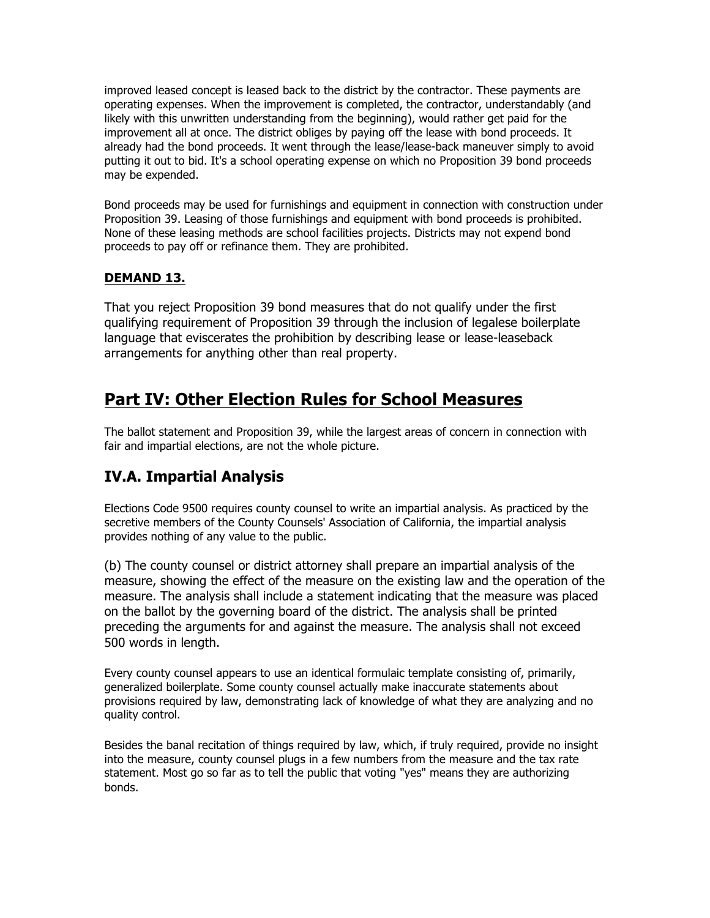improved leased concept is leased back to the district by the contractor. These payments are operating expenses. When the improvement is completed, the contractor, understandably (and likely with this unwritten understanding from the beginning), would rather get paid for the improvement all at once. The district obliges by paying off the lease with bond proceeds. It already had the bond proceeds. It went through the lease/lease-back maneuver simply to avoid putting it out to bid. It's a school operating expense on which no Proposition 39 bond proceeds may be expended.

Bond proceeds may be used for furnishings and equipment in connection with construction under Proposition 39. Leasing of those furnishings and equipment with bond proceeds is prohibited. None of these leasing methods are school facilities projects. Districts may not expend bond proceeds to pay off or refinance them. They are prohibited.

### DEMAND 13.

That you reject Proposition 39 bond measures that do not qualify under the first qualifying requirement of Proposition 39 through the inclusion of legalese boilerplate language that eviscerates the prohibition by describing lease or lease-leaseback arrangements for anything other than real property.

# Part IV: Other Election Rules for School Measures

The ballot statement and Proposition 39, while the largest areas of concern in connection with fair and impartial elections, are not the whole picture.

## IV.A. Impartial Analysis

Elections Code 9500 requires county counsel to write an impartial analysis. As practiced by the secretive members of the County Counsels' Association of California, the impartial analysis provides nothing of any value to the public.

(b) The county counsel or district attorney shall prepare an impartial analysis of the measure, showing the effect of the measure on the existing law and the operation of the measure. The analysis shall include a statement indicating that the measure was placed on the ballot by the governing board of the district. The analysis shall be printed preceding the arguments for and against the measure. The analysis shall not exceed 500 words in length.

Every county counsel appears to use an identical formulaic template consisting of, primarily, generalized boilerplate. Some county counsel actually make inaccurate statements about provisions required by law, demonstrating lack of knowledge of what they are analyzing and no quality control.

Besides the banal recitation of things required by law, which, if truly required, provide no insight into the measure, county counsel plugs in a few numbers from the measure and the tax rate statement. Most go so far as to tell the public that voting "yes" means they are authorizing bonds.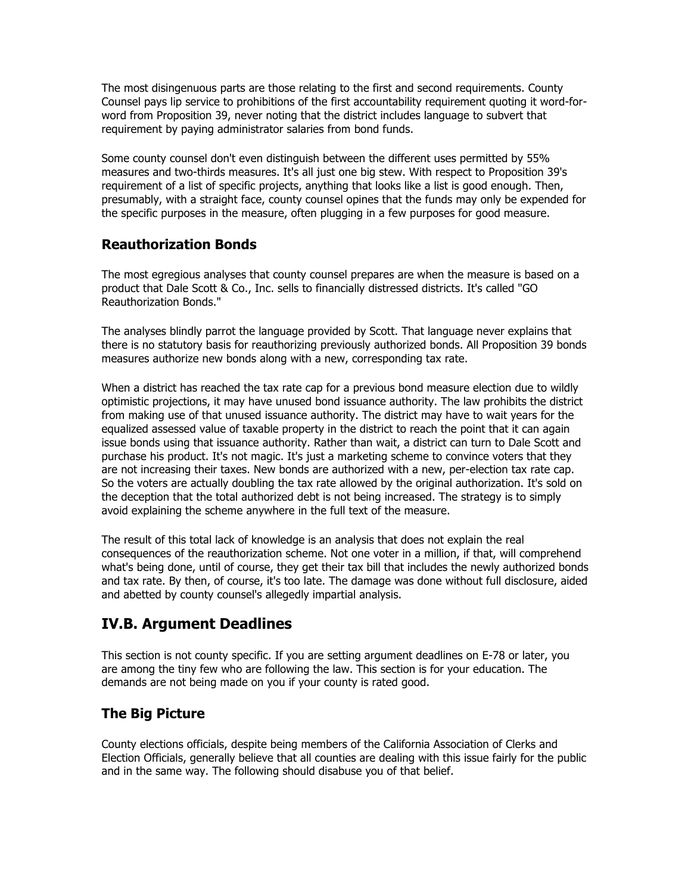The most disingenuous parts are those relating to the first and second requirements. County Counsel pays lip service to prohibitions of the first accountability requirement quoting it word-for-word from Proposition 39, never noting that the district includes language to subvert that requirement by paying administrator salaries from bond funds.

Some county counsel don't even distinguish between the different uses permitted by 55% measures and two-thirds measures. It's all just one big stew. With respect to Proposition 39's requirement of a list of specific projects, anything that looks like a list is good enough. Then, presumably, with a straight face, county counsel opines that the funds may only be expended for the specific purposes in the measure, often plugging in a few purposes for good measure.

### Reauthorization Bonds

The most egregious analyses that county counsel prepares are when the measure is based on a product that Dale Scott & Co., Inc. sells to financially distressed districts. It's called "GO Reauthorization Bonds."

The analyses blindly parrot the language provided by Scott. That language never explains that there is no statutory basis for reauthorizing previously authorized bonds. All Proposition 39 bonds measures authorize new bonds along with a new, corresponding tax rate.

When a district has reached the tax rate cap for a previous bond measure election due to wildly optimistic projections, it may have unused bond issuance authority. The law prohibits the district from making use of that unused issuance authority. The district may have to wait years for the equalized assessed value of taxable property in the district to reach the point that it can again issue bonds using that issuance authority. Rather than wait, a district can turn to Dale Scott and purchase his product. It's not magic. It's just a marketing scheme to convince voters that they are not increasing their taxes. New bonds are authorized with a new, per-election tax rate cap. So the voters are actually doubling the tax rate allowed by the original authorization. It's sold on the deception that the total authorized debt is not being increased. The strategy is to simply avoid explaining the scheme anywhere in the full text of the measure.

The result of this total lack of knowledge is an analysis that does not explain the real consequences of the reauthorization scheme. Not one voter in a million, if that, will comprehend what's being done, until of course, they get their tax bill that includes the newly authorized bonds and tax rate. By then, of course, it's too late. The damage was done without full disclosure, aided and abetted by county counsel's allegedly impartial analysis.

## IV.B. Argument Deadlines

This section is not county specific. If you are setting argument deadlines on E-78 or later, you are among the tiny few who are following the law. This section is for your education. The demands are not being made on you if your county is rated good.

### The Big Picture

County elections officials, despite being members of the California Association of Clerks and Election Officials, generally believe that all counties are dealing with this issue fairly for the public and in the same way. The following should disabuse you of that belief.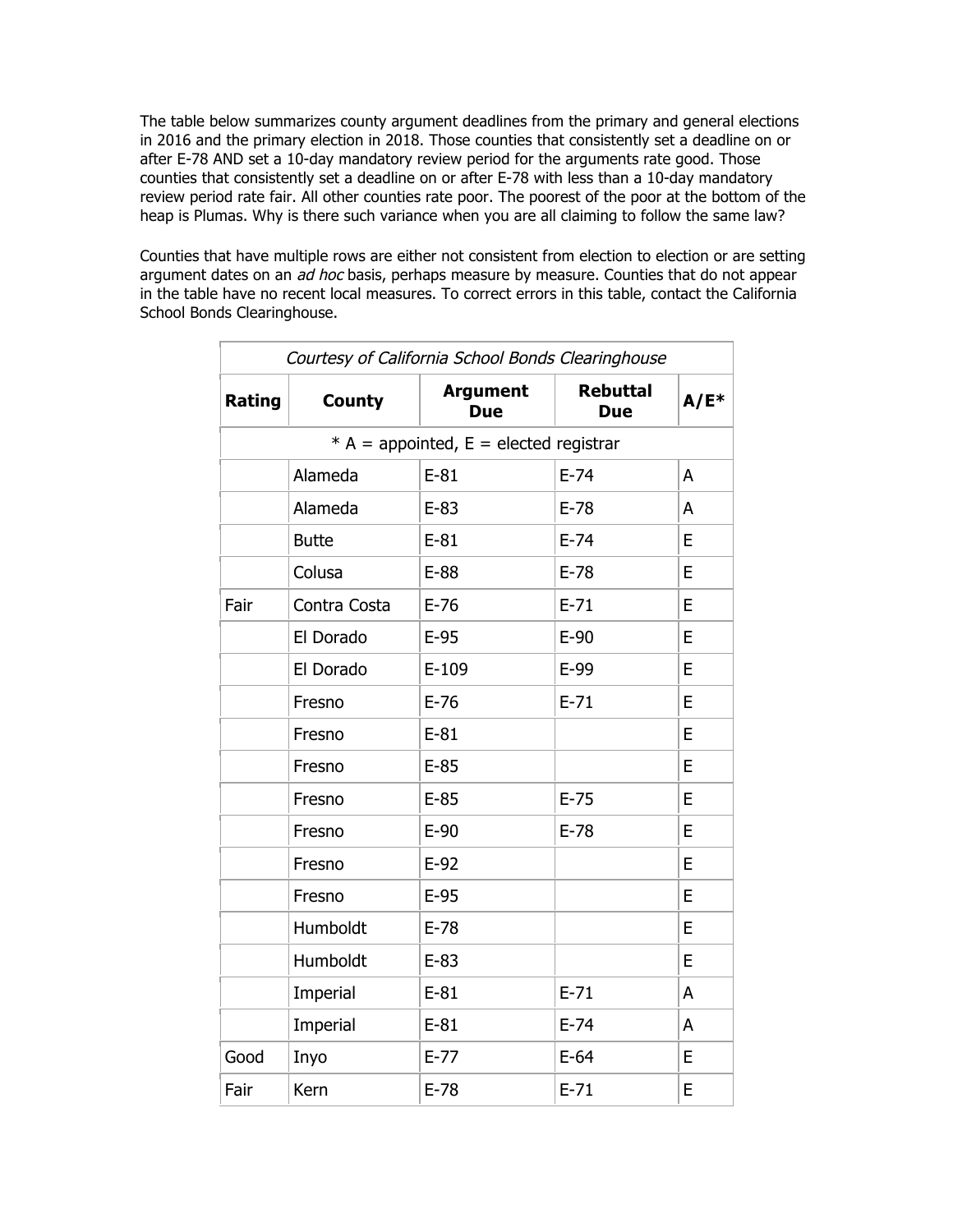The table below summarizes county argument deadlines from the primary and general elections in 2016 and the primary election in 2018. Those counties that consistently set a deadline on or after E-78 AND set a 10-day mandatory review period for the arguments rate good. Those counties that consistently set a deadline on or after E-78 with less than a 10-day mandatory review period rate fair. All other counties rate poor. The poorest of the poor at the bottom of the heap is Plumas. Why is there such variance when you are all claiming to follow the same law?

Counties that have multiple rows are either not consistent from election to election or are setting argument dates on an *ad hoc* basis, perhaps measure by measure. Counties that do not appear in the table have no recent local measures. To correct errors in this table, contact the California School Bonds Clearinghouse.

| *Courtesy of California School Bonds Clearinghouse* | | | | |
|---|---|---|---|---|
| **Rating** | **County** | **Argument Due** | **Rebuttal Due** | **A/E*** |
| * A = appointed, E = elected registrar | | | | |
| | Alameda | E-81 | E-74 | A |
| | Alameda | E-83 | E-78 | A |
| | Butte | E-81 | E-74 | E |
| | Colusa | E-88 | E-78 | E |
| Fair | Contra Costa | E-76 | E-71 | E |
| | El Dorado | E-95 | E-90 | E |
| | El Dorado | E-109 | E-99 | E |
| | Fresno | E-76 | E-71 | E |
| | Fresno | E-81 | | E |
| | Fresno | E-85 | | E |
| | Fresno | E-85 | E-75 | E |
| | Fresno | E-90 | E-78 | E |
| | Fresno | E-92 | | E |
| | Fresno | E-95 | | E |
| | Humboldt | E-78 | | E |
| | Humboldt | E-83 | | E |
| | Imperial | E-81 | E-71 | A |
| | Imperial | E-81 | E-74 | A |
| Good | Inyo | E-77 | E-64 | E |
| Fair | Kern | E-78 | E-71 | E |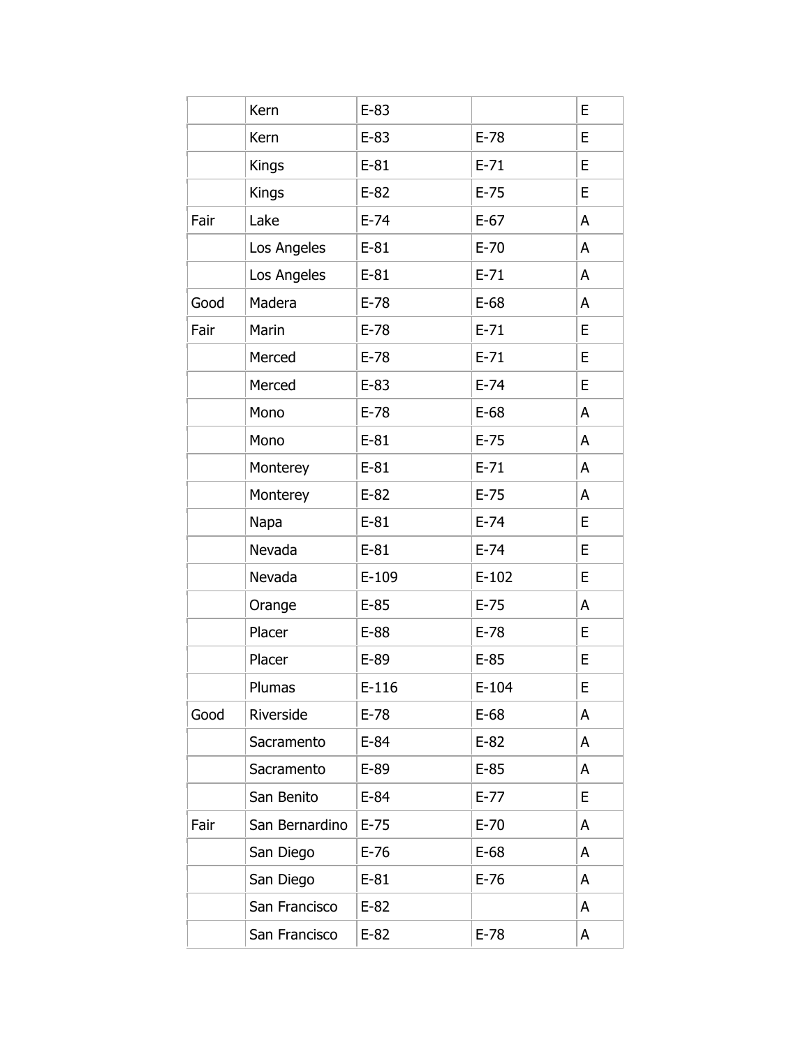| | | | | |
|---|---|---|---|---|
| | Kern | E-83 | | E |
| | Kern | E-83 | E-78 | E |
| | Kings | E-81 | E-71 | E |
| | Kings | E-82 | E-75 | E |
| Fair | Lake | E-74 | E-67 | A |
| | Los Angeles | E-81 | E-70 | A |
| | Los Angeles | E-81 | E-71 | A |
| Good | Madera | E-78 | E-68 | A |
| Fair | Marin | E-78 | E-71 | E |
| | Merced | E-78 | E-71 | E |
| | Merced | E-83 | E-74 | E |
| | Mono | E-78 | E-68 | A |
| | Mono | E-81 | E-75 | A |
| | Monterey | E-81 | E-71 | A |
| | Monterey | E-82 | E-75 | A |
| | Napa | E-81 | E-74 | E |
| | Nevada | E-81 | E-74 | E |
| | Nevada | E-109 | E-102 | E |
| | Orange | E-85 | E-75 | A |
| | Placer | E-88 | E-78 | E |
| | Placer | E-89 | E-85 | E |
| | Plumas | E-116 | E-104 | E |
| Good | Riverside | E-78 | E-68 | A |
| | Sacramento | E-84 | E-82 | A |
| | Sacramento | E-89 | E-85 | A |
| | San Benito | E-84 | E-77 | E |
| Fair | San Bernardino | E-75 | E-70 | A |
| | San Diego | E-76 | E-68 | A |
| | San Diego | E-81 | E-76 | A |
| | San Francisco | E-82 | | A |
| | San Francisco | E-82 | E-78 | A |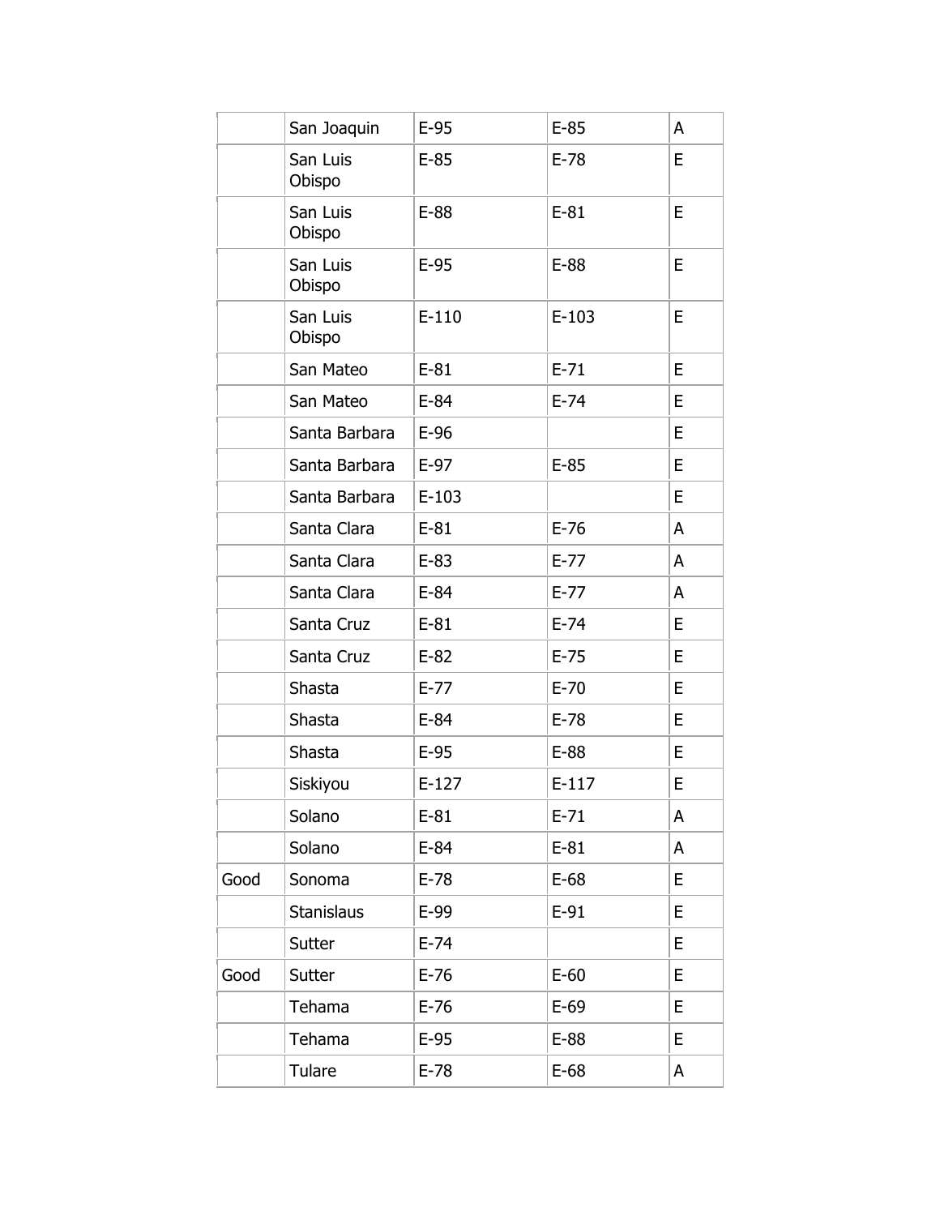| | | | | |
|---|---|---|---|---|
| | San Joaquin | E-95 | E-85 | A |
| | San Luis Obispo | E-85 | E-78 | E |
| | San Luis Obispo | E-88 | E-81 | E |
| | San Luis Obispo | E-95 | E-88 | E |
| | San Luis Obispo | E-110 | E-103 | E |
| | San Mateo | E-81 | E-71 | E |
| | San Mateo | E-84 | E-74 | E |
| | Santa Barbara | E-96 | | E |
| | Santa Barbara | E-97 | E-85 | E |
| | Santa Barbara | E-103 | | E |
| | Santa Clara | E-81 | E-76 | A |
| | Santa Clara | E-83 | E-77 | A |
| | Santa Clara | E-84 | E-77 | A |
| | Santa Cruz | E-81 | E-74 | E |
| | Santa Cruz | E-82 | E-75 | E |
| | Shasta | E-77 | E-70 | E |
| | Shasta | E-84 | E-78 | E |
| | Shasta | E-95 | E-88 | E |
| | Siskiyou | E-127 | E-117 | E |
| | Solano | E-81 | E-71 | A |
| | Solano | E-84 | E-81 | A |
| Good | Sonoma | E-78 | E-68 | E |
| | Stanislaus | E-99 | E-91 | E |
| | Sutter | E-74 | | E |
| Good | Sutter | E-76 | E-60 | E |
| | Tehama | E-76 | E-69 | E |
| | Tehama | E-95 | E-88 | E |
| | Tulare | E-78 | E-68 | A |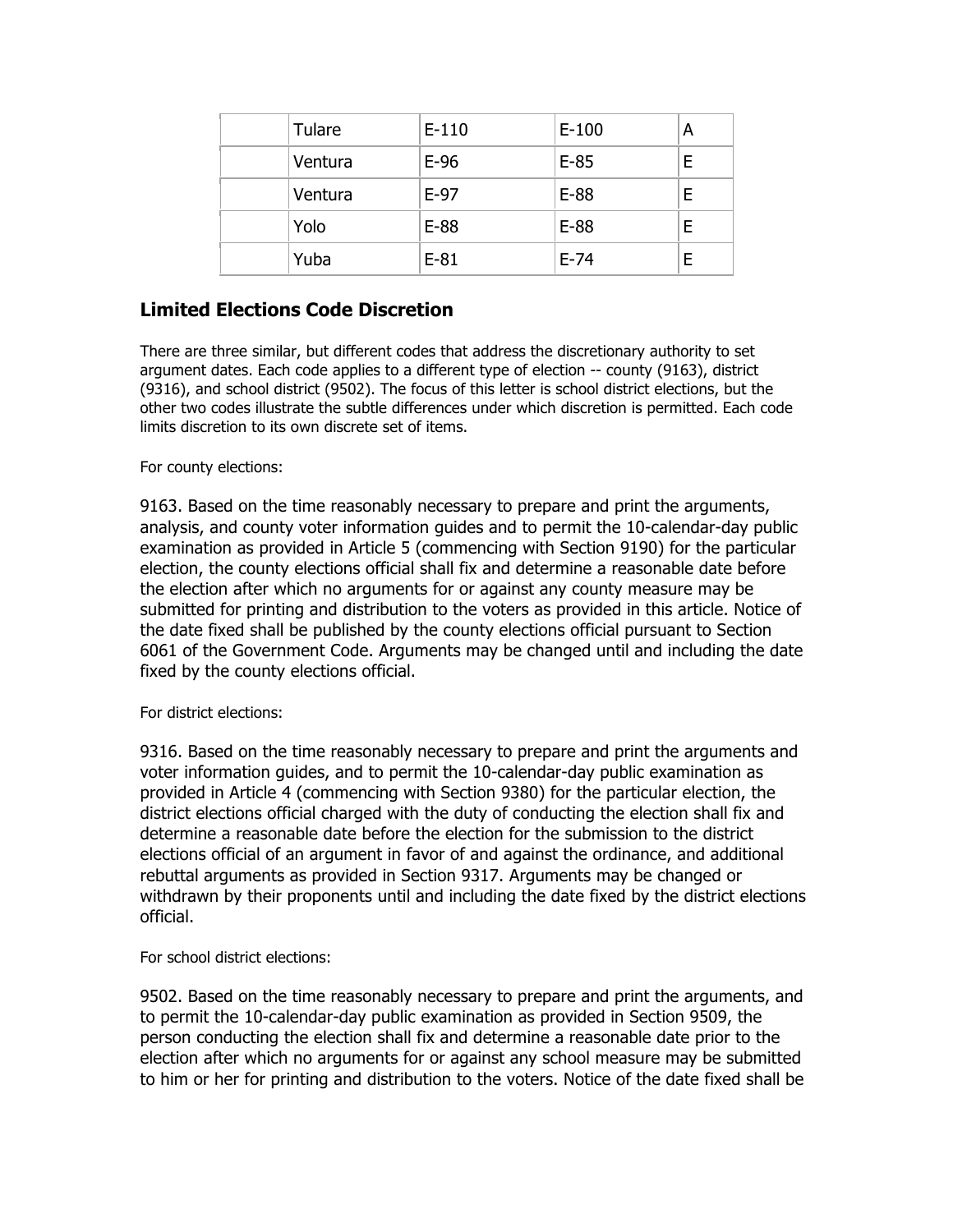| | Tulare | E-110 | E-100 | A |
|---|---|---|---|---|
| | Ventura | E-96 | E-85 | E |
| | Ventura | E-97 | E-88 | E |
| | Yolo | E-88 | E-88 | E |
| | Yuba | E-81 | E-74 | E |

## Limited Elections Code Discretion

There are three similar, but different codes that address the discretionary authority to set argument dates. Each code applies to a different type of election -- county (9163), district (9316), and school district (9502). The focus of this letter is school district elections, but the other two codes illustrate the subtle differences under which discretion is permitted. Each code limits discretion to its own discrete set of items.

For county elections:

9163. Based on the time reasonably necessary to prepare and print the arguments, analysis, and county voter information guides and to permit the 10-calendar-day public examination as provided in Article 5 (commencing with Section 9190) for the particular election, the county elections official shall fix and determine a reasonable date before the election after which no arguments for or against any county measure may be submitted for printing and distribution to the voters as provided in this article. Notice of the date fixed shall be published by the county elections official pursuant to Section 6061 of the Government Code. Arguments may be changed until and including the date fixed by the county elections official.

For district elections:

9316. Based on the time reasonably necessary to prepare and print the arguments and voter information guides, and to permit the 10-calendar-day public examination as provided in Article 4 (commencing with Section 9380) for the particular election, the district elections official charged with the duty of conducting the election shall fix and determine a reasonable date before the election for the submission to the district elections official of an argument in favor of and against the ordinance, and additional rebuttal arguments as provided in Section 9317. Arguments may be changed or withdrawn by their proponents until and including the date fixed by the district elections official.

For school district elections:

9502. Based on the time reasonably necessary to prepare and print the arguments, and to permit the 10-calendar-day public examination as provided in Section 9509, the person conducting the election shall fix and determine a reasonable date prior to the election after which no arguments for or against any school measure may be submitted to him or her for printing and distribution to the voters. Notice of the date fixed shall be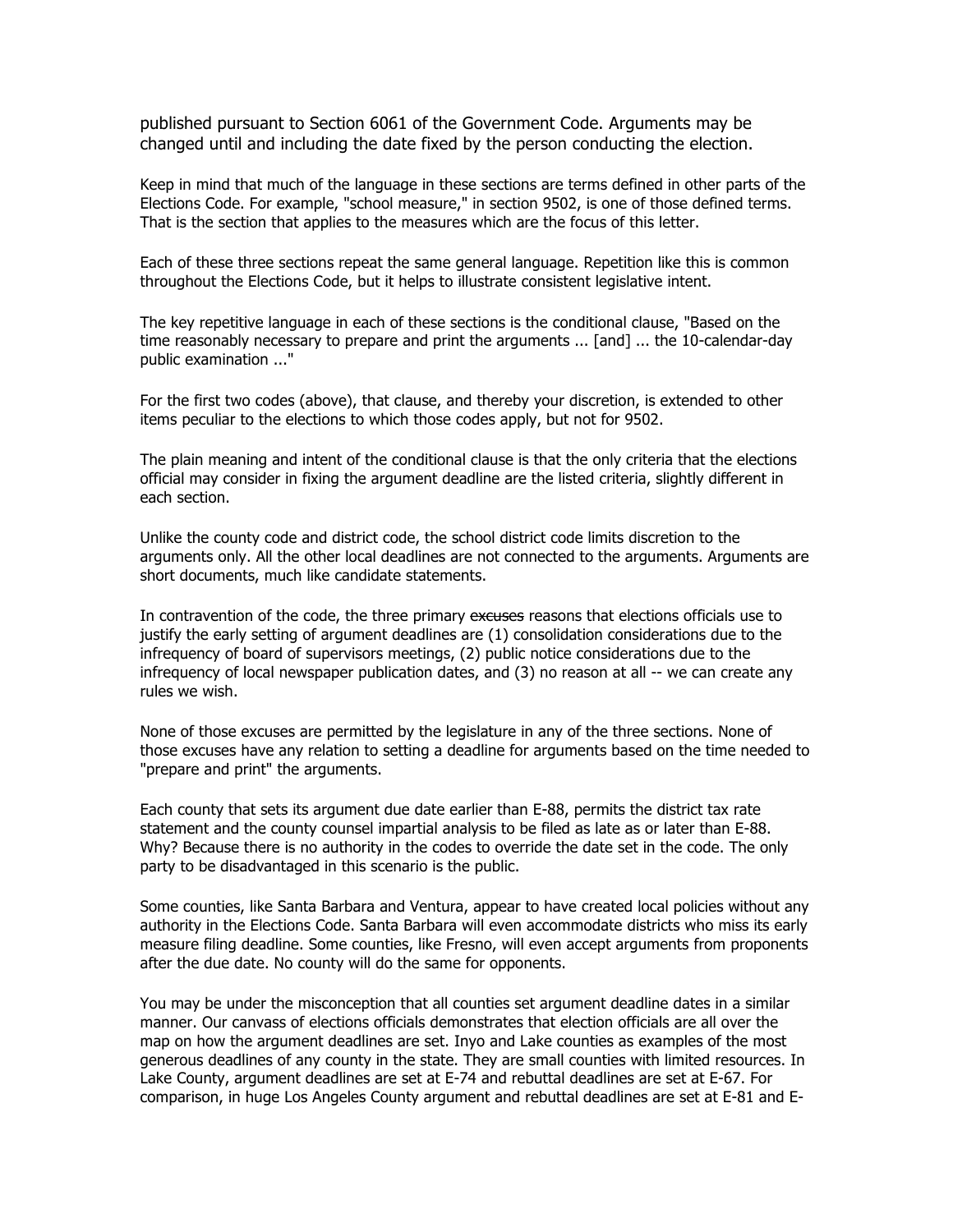published pursuant to Section 6061 of the Government Code. Arguments may be changed until and including the date fixed by the person conducting the election.

Keep in mind that much of the language in these sections are terms defined in other parts of the Elections Code. For example, "school measure," in section 9502, is one of those defined terms. That is the section that applies to the measures which are the focus of this letter.

Each of these three sections repeat the same general language. Repetition like this is common throughout the Elections Code, but it helps to illustrate consistent legislative intent.

The key repetitive language in each of these sections is the conditional clause, "Based on the time reasonably necessary to prepare and print the arguments ... [and] ... the 10-calendar-day public examination ..."

For the first two codes (above), that clause, and thereby your discretion, is extended to other items peculiar to the elections to which those codes apply, but not for 9502.

The plain meaning and intent of the conditional clause is that the only criteria that the elections official may consider in fixing the argument deadline are the listed criteria, slightly different in each section.

Unlike the county code and district code, the school district code limits discretion to the arguments only. All the other local deadlines are not connected to the arguments. Arguments are short documents, much like candidate statements.

In contravention of the code, the three primary ~~excuses~~ reasons that elections officials use to justify the early setting of argument deadlines are (1) consolidation considerations due to the infrequency of board of supervisors meetings, (2) public notice considerations due to the infrequency of local newspaper publication dates, and (3) no reason at all -- we can create any rules we wish.

None of those excuses are permitted by the legislature in any of the three sections. None of those excuses have any relation to setting a deadline for arguments based on the time needed to "prepare and print" the arguments.

Each county that sets its argument due date earlier than E-88, permits the district tax rate statement and the county counsel impartial analysis to be filed as late as or later than E-88. Why? Because there is no authority in the codes to override the date set in the code. The only party to be disadvantaged in this scenario is the public.

Some counties, like Santa Barbara and Ventura, appear to have created local policies without any authority in the Elections Code. Santa Barbara will even accommodate districts who miss its early measure filing deadline. Some counties, like Fresno, will even accept arguments from proponents after the due date. No county will do the same for opponents.

You may be under the misconception that all counties set argument deadline dates in a similar manner. Our canvass of elections officials demonstrates that election officials are all over the map on how the argument deadlines are set. Inyo and Lake counties as examples of the most generous deadlines of any county in the state. They are small counties with limited resources. In Lake County, argument deadlines are set at E-74 and rebuttal deadlines are set at E-67. For comparison, in huge Los Angeles County argument and rebuttal deadlines are set at E-81 and E-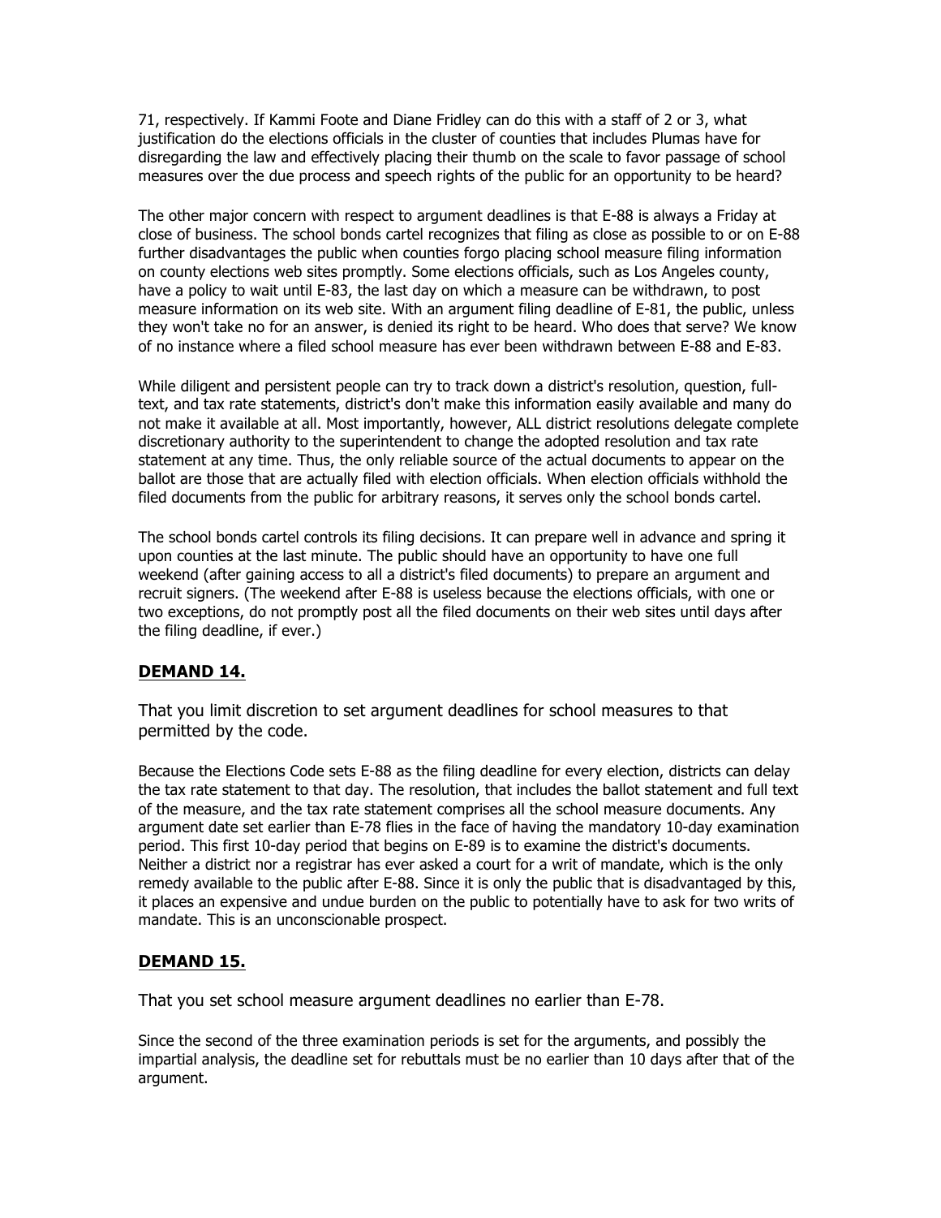71, respectively. If Kammi Foote and Diane Fridley can do this with a staff of 2 or 3, what justification do the elections officials in the cluster of counties that includes Plumas have for disregarding the law and effectively placing their thumb on the scale to favor passage of school measures over the due process and speech rights of the public for an opportunity to be heard?

The other major concern with respect to argument deadlines is that E-88 is always a Friday at close of business. The school bonds cartel recognizes that filing as close as possible to or on E-88 further disadvantages the public when counties forgo placing school measure filing information on county elections web sites promptly. Some elections officials, such as Los Angeles county, have a policy to wait until E-83, the last day on which a measure can be withdrawn, to post measure information on its web site. With an argument filing deadline of E-81, the public, unless they won't take no for an answer, is denied its right to be heard. Who does that serve? We know of no instance where a filed school measure has ever been withdrawn between E-88 and E-83.

While diligent and persistent people can try to track down a district's resolution, question, full-text, and tax rate statements, district's don't make this information easily available and many do not make it available at all. Most importantly, however, ALL district resolutions delegate complete discretionary authority to the superintendent to change the adopted resolution and tax rate statement at any time. Thus, the only reliable source of the actual documents to appear on the ballot are those that are actually filed with election officials. When election officials withhold the filed documents from the public for arbitrary reasons, it serves only the school bonds cartel.

The school bonds cartel controls its filing decisions. It can prepare well in advance and spring it upon counties at the last minute. The public should have an opportunity to have one full weekend (after gaining access to all a district's filed documents) to prepare an argument and recruit signers. (The weekend after E-88 is useless because the elections officials, with one or two exceptions, do not promptly post all the filed documents on their web sites until days after the filing deadline, if ever.)

## DEMAND 14.

That you limit discretion to set argument deadlines for school measures to that permitted by the code.

Because the Elections Code sets E-88 as the filing deadline for every election, districts can delay the tax rate statement to that day. The resolution, that includes the ballot statement and full text of the measure, and the tax rate statement comprises all the school measure documents. Any argument date set earlier than E-78 flies in the face of having the mandatory 10-day examination period. This first 10-day period that begins on E-89 is to examine the district's documents. Neither a district nor a registrar has ever asked a court for a writ of mandate, which is the only remedy available to the public after E-88. Since it is only the public that is disadvantaged by this, it places an expensive and undue burden on the public to potentially have to ask for two writs of mandate. This is an unconscionable prospect.

## DEMAND 15.

That you set school measure argument deadlines no earlier than E-78.

Since the second of the three examination periods is set for the arguments, and possibly the impartial analysis, the deadline set for rebuttals must be no earlier than 10 days after that of the argument.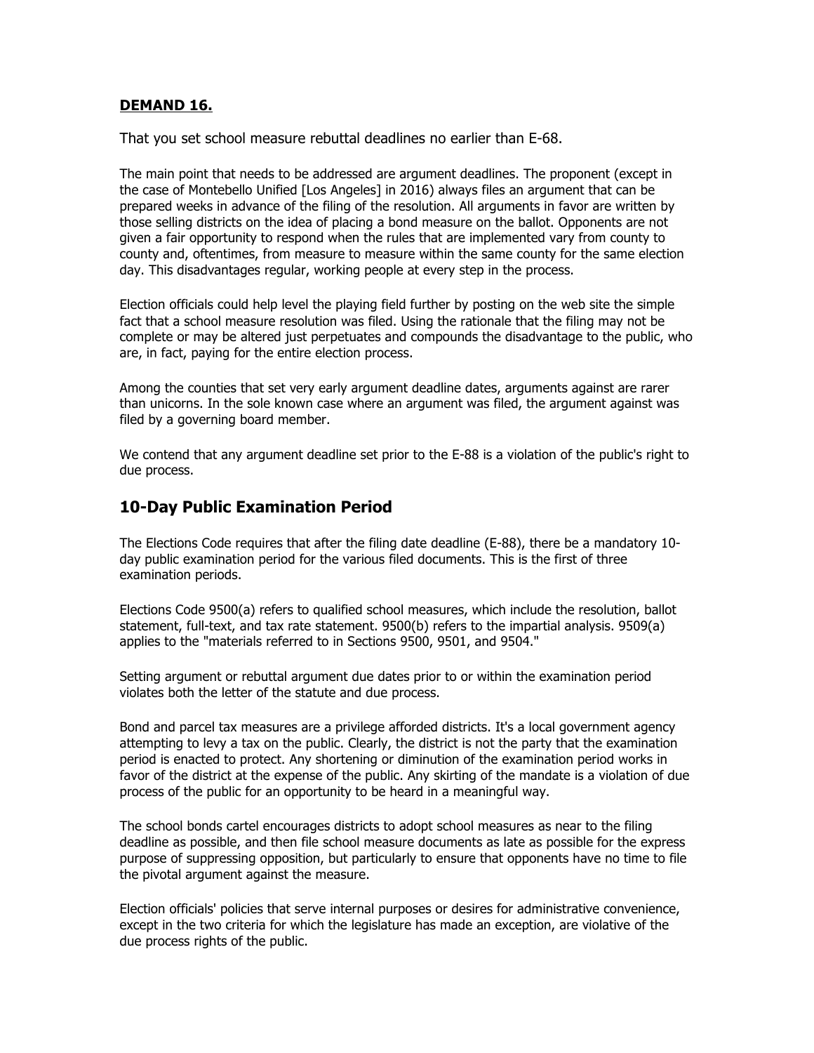**DEMAND 16.**

That you set school measure rebuttal deadlines no earlier than E-68.

The main point that needs to be addressed are argument deadlines. The proponent (except in the case of Montebello Unified [Los Angeles] in 2016) always files an argument that can be prepared weeks in advance of the filing of the resolution. All arguments in favor are written by those selling districts on the idea of placing a bond measure on the ballot. Opponents are not given a fair opportunity to respond when the rules that are implemented vary from county to county and, oftentimes, from measure to measure within the same county for the same election day. This disadvantages regular, working people at every step in the process.

Election officials could help level the playing field further by posting on the web site the simple fact that a school measure resolution was filed. Using the rationale that the filing may not be complete or may be altered just perpetuates and compounds the disadvantage to the public, who are, in fact, paying for the entire election process.

Among the counties that set very early argument deadline dates, arguments against are rarer than unicorns. In the sole known case where an argument was filed, the argument against was filed by a governing board member.

We contend that any argument deadline set prior to the E-88 is a violation of the public's right to due process.

## 10-Day Public Examination Period

The Elections Code requires that after the filing date deadline (E-88), there be a mandatory 10-day public examination period for the various filed documents. This is the first of three examination periods.

Elections Code 9500(a) refers to qualified school measures, which include the resolution, ballot statement, full-text, and tax rate statement. 9500(b) refers to the impartial analysis. 9509(a) applies to the "materials referred to in Sections 9500, 9501, and 9504."

Setting argument or rebuttal argument due dates prior to or within the examination period violates both the letter of the statute and due process.

Bond and parcel tax measures are a privilege afforded districts. It's a local government agency attempting to levy a tax on the public. Clearly, the district is not the party that the examination period is enacted to protect. Any shortening or diminution of the examination period works in favor of the district at the expense of the public. Any skirting of the mandate is a violation of due process of the public for an opportunity to be heard in a meaningful way.

The school bonds cartel encourages districts to adopt school measures as near to the filing deadline as possible, and then file school measure documents as late as possible for the express purpose of suppressing opposition, but particularly to ensure that opponents have no time to file the pivotal argument against the measure.

Election officials' policies that serve internal purposes or desires for administrative convenience, except in the two criteria for which the legislature has made an exception, are violative of the due process rights of the public.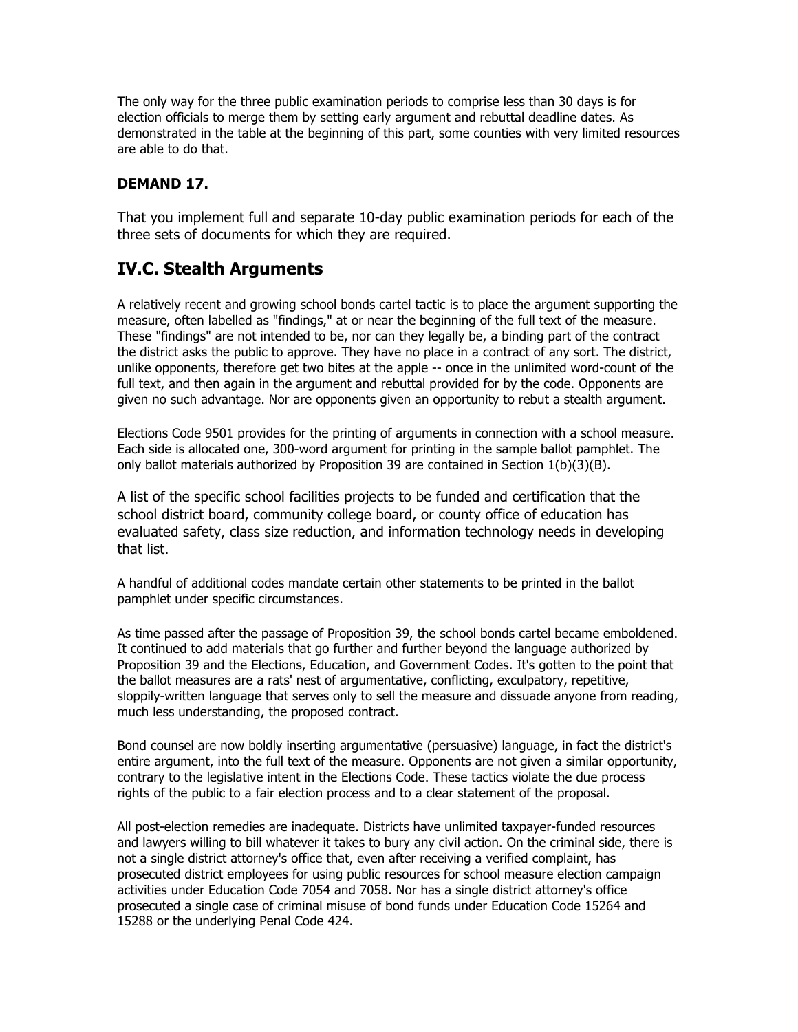The only way for the three public examination periods to comprise less than 30 days is for election officials to merge them by setting early argument and rebuttal deadline dates. As demonstrated in the table at the beginning of this part, some counties with very limited resources are able to do that.

**DEMAND 17.**

That you implement full and separate 10-day public examination periods for each of the three sets of documents for which they are required.

## IV.C. Stealth Arguments

A relatively recent and growing school bonds cartel tactic is to place the argument supporting the measure, often labelled as "findings," at or near the beginning of the full text of the measure. These "findings" are not intended to be, nor can they legally be, a binding part of the contract the district asks the public to approve. They have no place in a contract of any sort. The district, unlike opponents, therefore get two bites at the apple -- once in the unlimited word-count of the full text, and then again in the argument and rebuttal provided for by the code. Opponents are given no such advantage. Nor are opponents given an opportunity to rebut a stealth argument.

Elections Code 9501 provides for the printing of arguments in connection with a school measure. Each side is allocated one, 300-word argument for printing in the sample ballot pamphlet. The only ballot materials authorized by Proposition 39 are contained in Section 1(b)(3)(B).

A list of the specific school facilities projects to be funded and certification that the school district board, community college board, or county office of education has evaluated safety, class size reduction, and information technology needs in developing that list.

A handful of additional codes mandate certain other statements to be printed in the ballot pamphlet under specific circumstances.

As time passed after the passage of Proposition 39, the school bonds cartel became emboldened. It continued to add materials that go further and further beyond the language authorized by Proposition 39 and the Elections, Education, and Government Codes. It's gotten to the point that the ballot measures are a rats' nest of argumentative, conflicting, exculpatory, repetitive, sloppily-written language that serves only to sell the measure and dissuade anyone from reading, much less understanding, the proposed contract.

Bond counsel are now boldly inserting argumentative (persuasive) language, in fact the district's entire argument, into the full text of the measure. Opponents are not given a similar opportunity, contrary to the legislative intent in the Elections Code. These tactics violate the due process rights of the public to a fair election process and to a clear statement of the proposal.

All post-election remedies are inadequate. Districts have unlimited taxpayer-funded resources and lawyers willing to bill whatever it takes to bury any civil action. On the criminal side, there is not a single district attorney's office that, even after receiving a verified complaint, has prosecuted district employees for using public resources for school measure election campaign activities under Education Code 7054 and 7058. Nor has a single district attorney's office prosecuted a single case of criminal misuse of bond funds under Education Code 15264 and 15288 or the underlying Penal Code 424.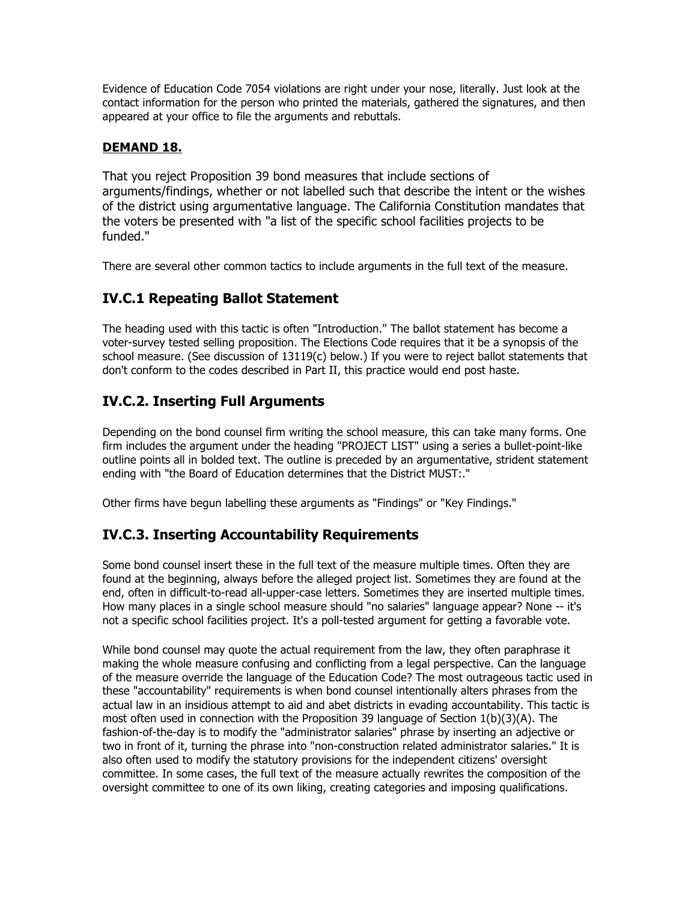Evidence of Education Code 7054 violations are right under your nose, literally. Just look at the contact information for the person who printed the materials, gathered the signatures, and then appeared at your office to file the arguments and rebuttals.

**DEMAND 18.**

That you reject Proposition 39 bond measures that include sections of arguments/findings, whether or not labelled such that describe the intent or the wishes of the district using argumentative language. The California Constitution mandates that the voters be presented with "a list of the specific school facilities projects to be funded."

There are several other common tactics to include arguments in the full text of the measure.

## IV.C.1 Repeating Ballot Statement

The heading used with this tactic is often "Introduction." The ballot statement has become a voter-survey tested selling proposition. The Elections Code requires that it be a synopsis of the school measure. (See discussion of 13119(c) below.) If you were to reject ballot statements that don't conform to the codes described in Part II, this practice would end post haste.

## IV.C.2. Inserting Full Arguments

Depending on the bond counsel firm writing the school measure, this can take many forms. One firm includes the argument under the heading "PROJECT LIST" using a series a bullet-point-like outline points all in bolded text. The outline is preceded by an argumentative, strident statement ending with "the Board of Education determines that the District MUST:."

Other firms have begun labelling these arguments as "Findings" or "Key Findings."

## IV.C.3. Inserting Accountability Requirements

Some bond counsel insert these in the full text of the measure multiple times. Often they are found at the beginning, always before the alleged project list. Sometimes they are found at the end, often in difficult-to-read all-upper-case letters. Sometimes they are inserted multiple times. How many places in a single school measure should "no salaries" language appear? None -- it's not a specific school facilities project. It's a poll-tested argument for getting a favorable vote.

While bond counsel may quote the actual requirement from the law, they often paraphrase it making the whole measure confusing and conflicting from a legal perspective. Can the language of the measure override the language of the Education Code? The most outrageous tactic used in these "accountability" requirements is when bond counsel intentionally alters phrases from the actual law in an insidious attempt to aid and abet districts in evading accountability. This tactic is most often used in connection with the Proposition 39 language of Section 1(b)(3)(A). The fashion-of-the-day is to modify the "administrator salaries" phrase by inserting an adjective or two in front of it, turning the phrase into "non-construction related administrator salaries." It is also often used to modify the statutory provisions for the independent citizens' oversight committee. In some cases, the full text of the measure actually rewrites the composition of the oversight committee to one of its own liking, creating categories and imposing qualifications.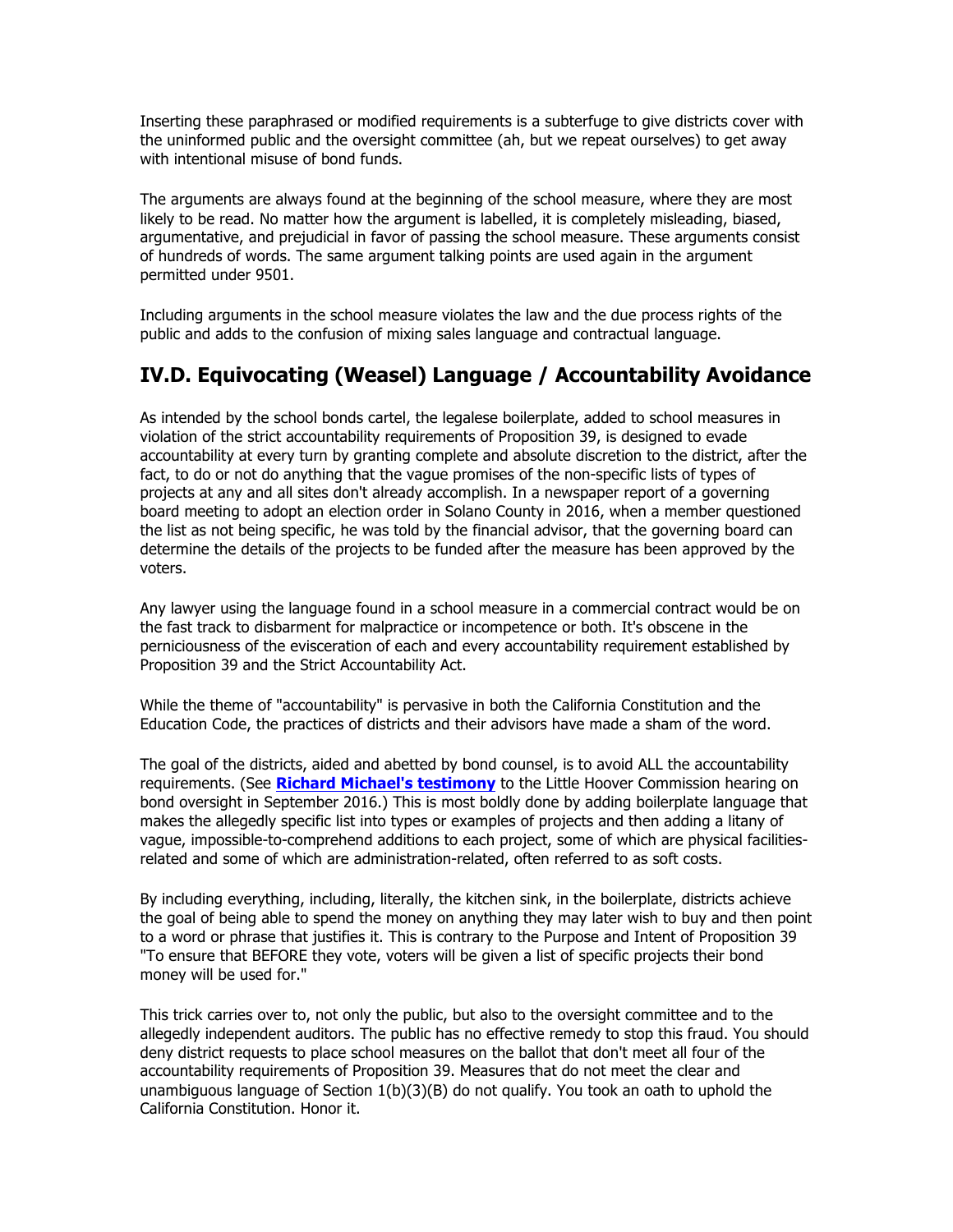Inserting these paraphrased or modified requirements is a subterfuge to give districts cover with the uninformed public and the oversight committee (ah, but we repeat ourselves) to get away with intentional misuse of bond funds.

The arguments are always found at the beginning of the school measure, where they are most likely to be read. No matter how the argument is labelled, it is completely misleading, biased, argumentative, and prejudicial in favor of passing the school measure. These arguments consist of hundreds of words. The same argument talking points are used again in the argument permitted under 9501.

Including arguments in the school measure violates the law and the due process rights of the public and adds to the confusion of mixing sales language and contractual language.

## IV.D. Equivocating (Weasel) Language / Accountability Avoidance

As intended by the school bonds cartel, the legalese boilerplate, added to school measures in violation of the strict accountability requirements of Proposition 39, is designed to evade accountability at every turn by granting complete and absolute discretion to the district, after the fact, to do or not do anything that the vague promises of the non-specific lists of types of projects at any and all sites don't already accomplish. In a newspaper report of a governing board meeting to adopt an election order in Solano County in 2016, when a member questioned the list as not being specific, he was told by the financial advisor, that the governing board can determine the details of the projects to be funded after the measure has been approved by the voters.

Any lawyer using the language found in a school measure in a commercial contract would be on the fast track to disbarment for malpractice or incompetence or both. It's obscene in the perniciousness of the evisceration of each and every accountability requirement established by Proposition 39 and the Strict Accountability Act.

While the theme of "accountability" is pervasive in both the California Constitution and the Education Code, the practices of districts and their advisors have made a sham of the word.

The goal of the districts, aided and abetted by bond counsel, is to avoid ALL the accountability requirements. (See **Richard Michael's testimony** to the Little Hoover Commission hearing on bond oversight in September 2016.) This is most boldly done by adding boilerplate language that makes the allegedly specific list into types or examples of projects and then adding a litany of vague, impossible-to-comprehend additions to each project, some of which are physical facilities-related and some of which are administration-related, often referred to as soft costs.

By including everything, including, literally, the kitchen sink, in the boilerplate, districts achieve the goal of being able to spend the money on anything they may later wish to buy and then point to a word or phrase that justifies it. This is contrary to the Purpose and Intent of Proposition 39 "To ensure that BEFORE they vote, voters will be given a list of specific projects their bond money will be used for."

This trick carries over to, not only the public, but also to the oversight committee and to the allegedly independent auditors. The public has no effective remedy to stop this fraud. You should deny district requests to place school measures on the ballot that don't meet all four of the accountability requirements of Proposition 39. Measures that do not meet the clear and unambiguous language of Section 1(b)(3)(B) do not qualify. You took an oath to uphold the California Constitution. Honor it.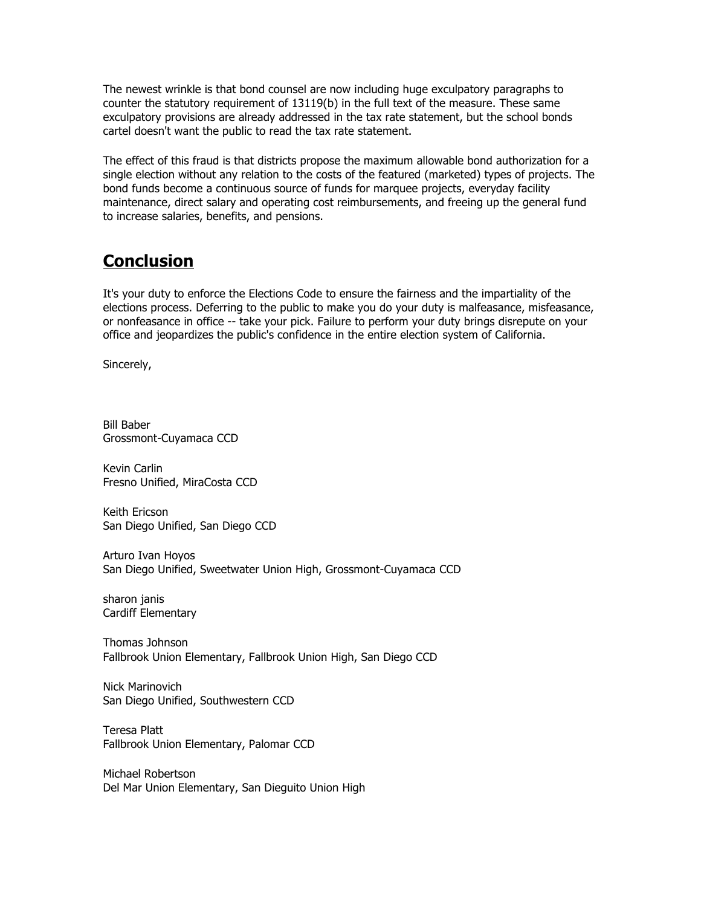The newest wrinkle is that bond counsel are now including huge exculpatory paragraphs to counter the statutory requirement of 13119(b) in the full text of the measure. These same exculpatory provisions are already addressed in the tax rate statement, but the school bonds cartel doesn't want the public to read the tax rate statement.

The effect of this fraud is that districts propose the maximum allowable bond authorization for a single election without any relation to the costs of the featured (marketed) types of projects. The bond funds become a continuous source of funds for marquee projects, everyday facility maintenance, direct salary and operating cost reimbursements, and freeing up the general fund to increase salaries, benefits, and pensions.

## Conclusion

It's your duty to enforce the Elections Code to ensure the fairness and the impartiality of the elections process. Deferring to the public to make you do your duty is malfeasance, misfeasance, or nonfeasance in office -- take your pick. Failure to perform your duty brings disrepute on your office and jeopardizes the public's confidence in the entire election system of California.

Sincerely,

Bill Baber
Grossmont-Cuyamaca CCD

Kevin Carlin
Fresno Unified, MiraCosta CCD

Keith Ericson
San Diego Unified, San Diego CCD

Arturo Ivan Hoyos
San Diego Unified, Sweetwater Union High, Grossmont-Cuyamaca CCD

sharon janis
Cardiff Elementary

Thomas Johnson
Fallbrook Union Elementary, Fallbrook Union High, San Diego CCD

Nick Marinovich
San Diego Unified, Southwestern CCD

Teresa Platt
Fallbrook Union Elementary, Palomar CCD

Michael Robertson
Del Mar Union Elementary, San Dieguito Union High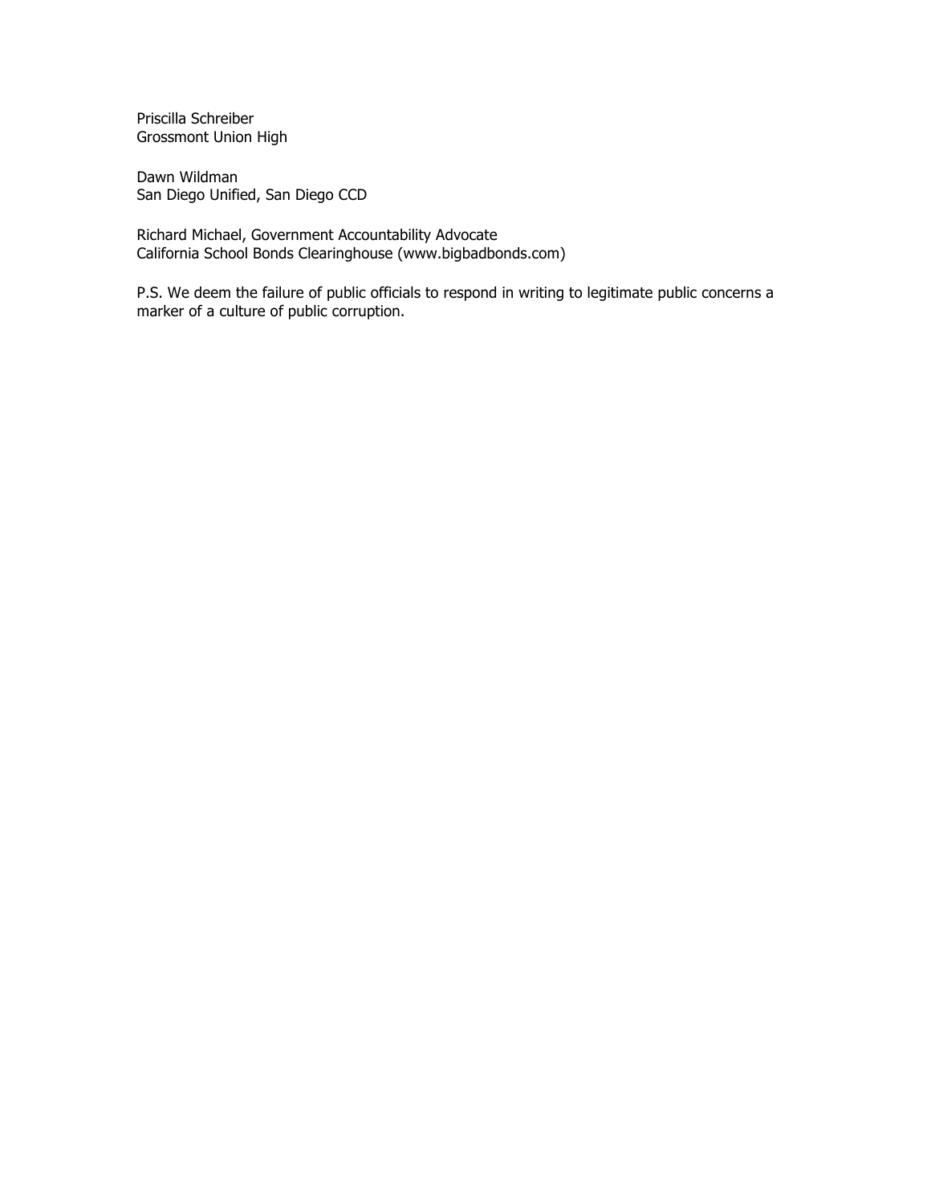Priscilla Schreiber
Grossmont Union High

Dawn Wildman
San Diego Unified, San Diego CCD

Richard Michael, Government Accountability Advocate
California School Bonds Clearinghouse (www.bigbadbonds.com)

P.S. We deem the failure of public officials to respond in writing to legitimate public concerns a marker of a culture of public corruption.